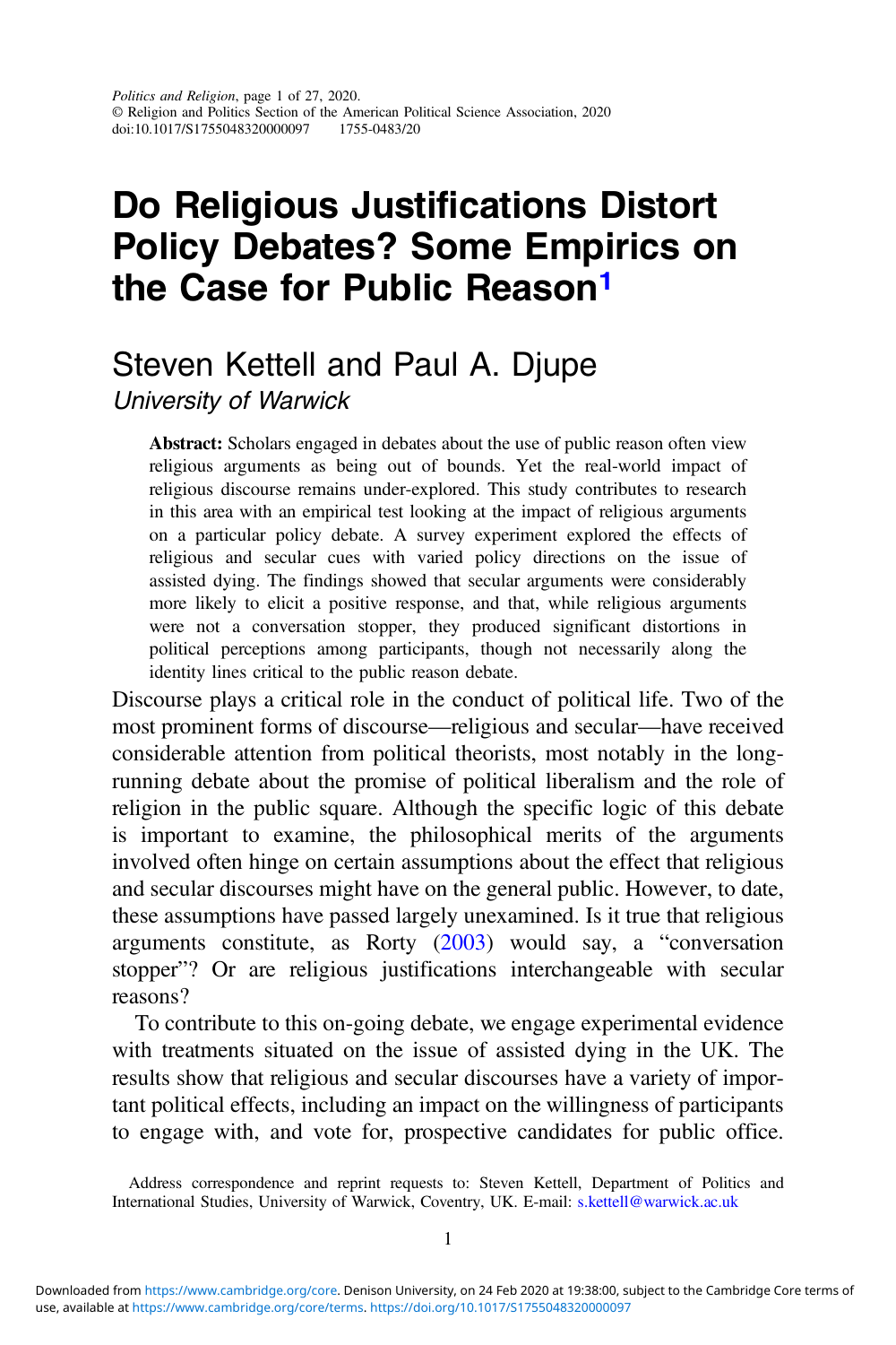# Do Religious Justifications Distort Policy Debates? Some Empirics on the Case for Public Reason[1]

## Steven Kettell and Paul A. Djupe

*University of Warwick*

**Abstract:** Scholars engaged in debates about the use of public reason often view religious arguments as being out of bounds. Yet the real-world impact of religious discourse remains under-explored. This study contributes to research in this area with an empirical test looking at the impact of religious arguments on a particular policy debate. A survey experiment explored the effects of religious and secular cues with varied policy directions on the issue of assisted dying. The findings showed that secular arguments were considerably more likely to elicit a positive response, and that, while religious arguments were not a conversation stopper, they produced significant distortions in political perceptions among participants, though not necessarily along the identity lines critical to the public reason debate.

Discourse plays a critical role in the conduct of political life. Two of the most prominent forms of discourse—religious and secular—have received considerable attention from political theorists, most notably in the long-running debate about the promise of political liberalism and the role of religion in the public square. Although the specific logic of this debate is important to examine, the philosophical merits of the arguments involved often hinge on certain assumptions about the effect that religious and secular discourses might have on the general public. However, to date, these assumptions have passed largely unexamined. Is it true that religious arguments constitute, as Rorty (2003) would say, a "conversation stopper"? Or are religious justifications interchangeable with secular reasons?

To contribute to this on-going debate, we engage experimental evidence with treatments situated on the issue of assisted dying in the UK. The results show that religious and secular discourses have a variety of important political effects, including an impact on the willingness of participants to engage with, and vote for, prospective candidates for public office.

Address correspondence and reprint requests to: Steven Kettell, Department of Politics and International Studies, University of Warwick, Coventry, UK. E-mail: s.kettell@warwick.ac.uk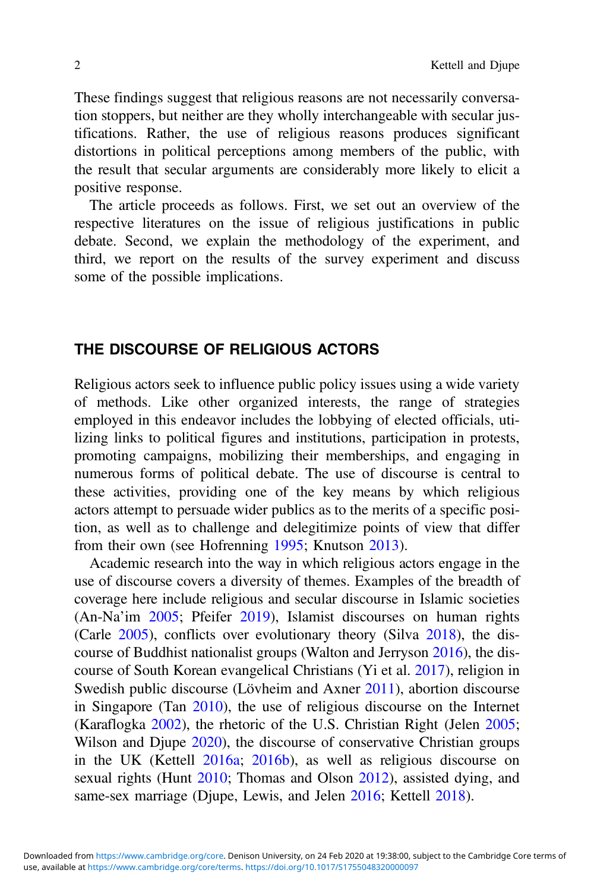These findings suggest that religious reasons are not necessarily conversation stoppers, but neither are they wholly interchangeable with secular justifications. Rather, the use of religious reasons produces significant distortions in political perceptions among members of the public, with the result that secular arguments are considerably more likely to elicit a positive response.

The article proceeds as follows. First, we set out an overview of the respective literatures on the issue of religious justifications in public debate. Second, we explain the methodology of the experiment, and third, we report on the results of the survey experiment and discuss some of the possible implications.

## THE DISCOURSE OF RELIGIOUS ACTORS

Religious actors seek to influence public policy issues using a wide variety of methods. Like other organized interests, the range of strategies employed in this endeavor includes the lobbying of elected officials, utilizing links to political figures and institutions, participation in protests, promoting campaigns, mobilizing their memberships, and engaging in numerous forms of political debate. The use of discourse is central to these activities, providing one of the key means by which religious actors attempt to persuade wider publics as to the merits of a specific position, as well as to challenge and delegitimize points of view that differ from their own (see Hofrenning 1995; Knutson 2013).

Academic research into the way in which religious actors engage in the use of discourse covers a diversity of themes. Examples of the breadth of coverage here include religious and secular discourse in Islamic societies (An-Na'im 2005; Pfeifer 2019), Islamist discourses on human rights (Carle 2005), conflicts over evolutionary theory (Silva 2018), the discourse of Buddhist nationalist groups (Walton and Jerryson 2016), the discourse of South Korean evangelical Christians (Yi et al. 2017), religion in Swedish public discourse (Lövheim and Axner 2011), abortion discourse in Singapore (Tan 2010), the use of religious discourse on the Internet (Karaflogka 2002), the rhetoric of the U.S. Christian Right (Jelen 2005; Wilson and Djupe 2020), the discourse of conservative Christian groups in the UK (Kettell 2016a; 2016b), as well as religious discourse on sexual rights (Hunt 2010; Thomas and Olson 2012), assisted dying, and same-sex marriage (Djupe, Lewis, and Jelen 2016; Kettell 2018).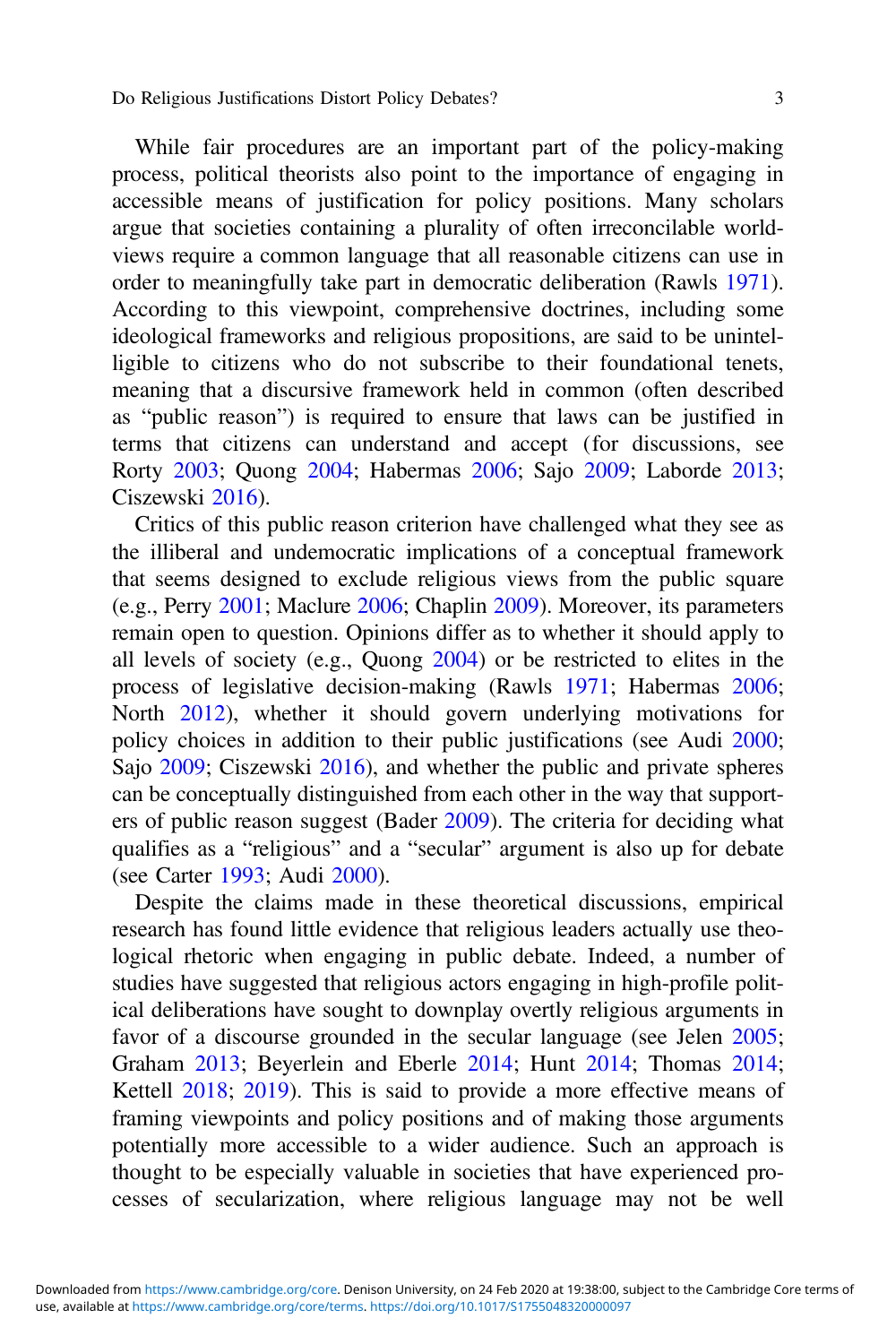While fair procedures are an important part of the policy-making process, political theorists also point to the importance of engaging in accessible means of justification for policy positions. Many scholars argue that societies containing a plurality of often irreconcilable worldviews require a common language that all reasonable citizens can use in order to meaningfully take part in democratic deliberation (Rawls 1971). According to this viewpoint, comprehensive doctrines, including some ideological frameworks and religious propositions, are said to be unintelligible to citizens who do not subscribe to their foundational tenets, meaning that a discursive framework held in common (often described as "public reason") is required to ensure that laws can be justified in terms that citizens can understand and accept (for discussions, see Rorty 2003; Quong 2004; Habermas 2006; Sajo 2009; Laborde 2013; Ciszewski 2016).

Critics of this public reason criterion have challenged what they see as the illiberal and undemocratic implications of a conceptual framework that seems designed to exclude religious views from the public square (e.g., Perry 2001; Maclure 2006; Chaplin 2009). Moreover, its parameters remain open to question. Opinions differ as to whether it should apply to all levels of society (e.g., Quong 2004) or be restricted to elites in the process of legislative decision-making (Rawls 1971; Habermas 2006; North 2012), whether it should govern underlying motivations for policy choices in addition to their public justifications (see Audi 2000; Sajo 2009; Ciszewski 2016), and whether the public and private spheres can be conceptually distinguished from each other in the way that supporters of public reason suggest (Bader 2009). The criteria for deciding what qualifies as a "religious" and a "secular" argument is also up for debate (see Carter 1993; Audi 2000).

Despite the claims made in these theoretical discussions, empirical research has found little evidence that religious leaders actually use theological rhetoric when engaging in public debate. Indeed, a number of studies have suggested that religious actors engaging in high-profile political deliberations have sought to downplay overtly religious arguments in favor of a discourse grounded in the secular language (see Jelen 2005; Graham 2013; Beyerlein and Eberle 2014; Hunt 2014; Thomas 2014; Kettell 2018; 2019). This is said to provide a more effective means of framing viewpoints and policy positions and of making those arguments potentially more accessible to a wider audience. Such an approach is thought to be especially valuable in societies that have experienced processes of secularization, where religious language may not be well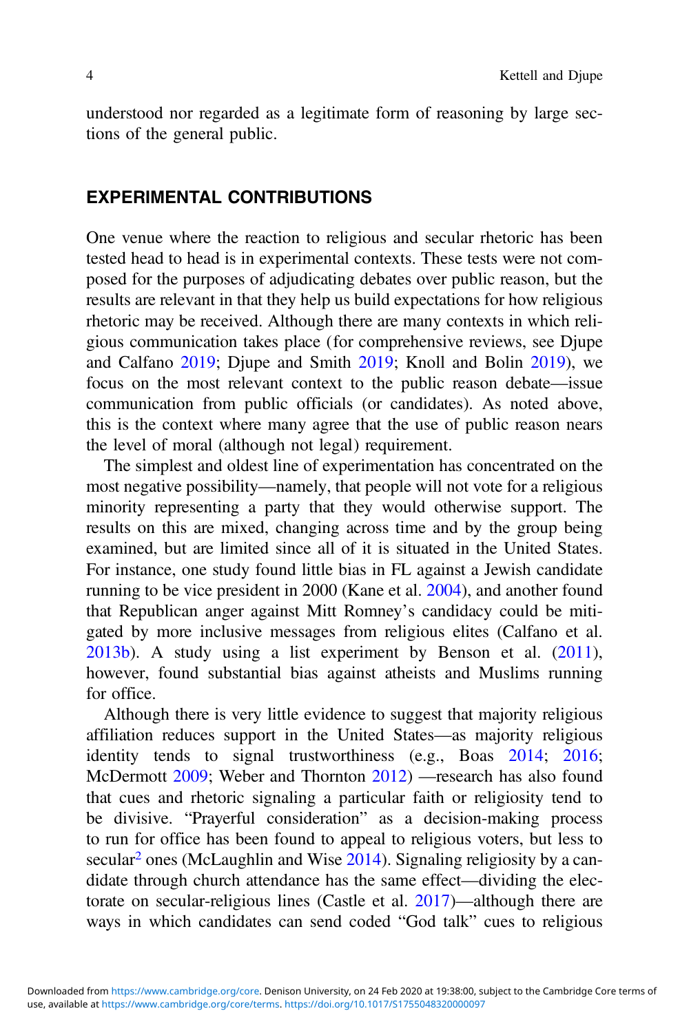understood nor regarded as a legitimate form of reasoning by large sections of the general public.

## EXPERIMENTAL CONTRIBUTIONS

One venue where the reaction to religious and secular rhetoric has been tested head to head is in experimental contexts. These tests were not composed for the purposes of adjudicating debates over public reason, but the results are relevant in that they help us build expectations for how religious rhetoric may be received. Although there are many contexts in which religious communication takes place (for comprehensive reviews, see Djupe and Calfano 2019; Djupe and Smith 2019; Knoll and Bolin 2019), we focus on the most relevant context to the public reason debate—issue communication from public officials (or candidates). As noted above, this is the context where many agree that the use of public reason nears the level of moral (although not legal) requirement.

The simplest and oldest line of experimentation has concentrated on the most negative possibility—namely, that people will not vote for a religious minority representing a party that they would otherwise support. The results on this are mixed, changing across time and by the group being examined, but are limited since all of it is situated in the United States. For instance, one study found little bias in FL against a Jewish candidate running to be vice president in 2000 (Kane et al. 2004), and another found that Republican anger against Mitt Romney's candidacy could be mitigated by more inclusive messages from religious elites (Calfano et al. 2013b). A study using a list experiment by Benson et al. (2011), however, found substantial bias against atheists and Muslims running for office.

Although there is very little evidence to suggest that majority religious affiliation reduces support in the United States—as majority religious identity tends to signal trustworthiness (e.g., Boas 2014; 2016; McDermott 2009; Weber and Thornton 2012) —research has also found that cues and rhetoric signaling a particular faith or religiosity tend to be divisive. "Prayerful consideration" as a decision-making process to run for office has been found to appeal to religious voters, but less to secular[2] ones (McLaughlin and Wise 2014). Signaling religiosity by a candidate through church attendance has the same effect—dividing the electorate on secular-religious lines (Castle et al. 2017)—although there are ways in which candidates can send coded "God talk" cues to religious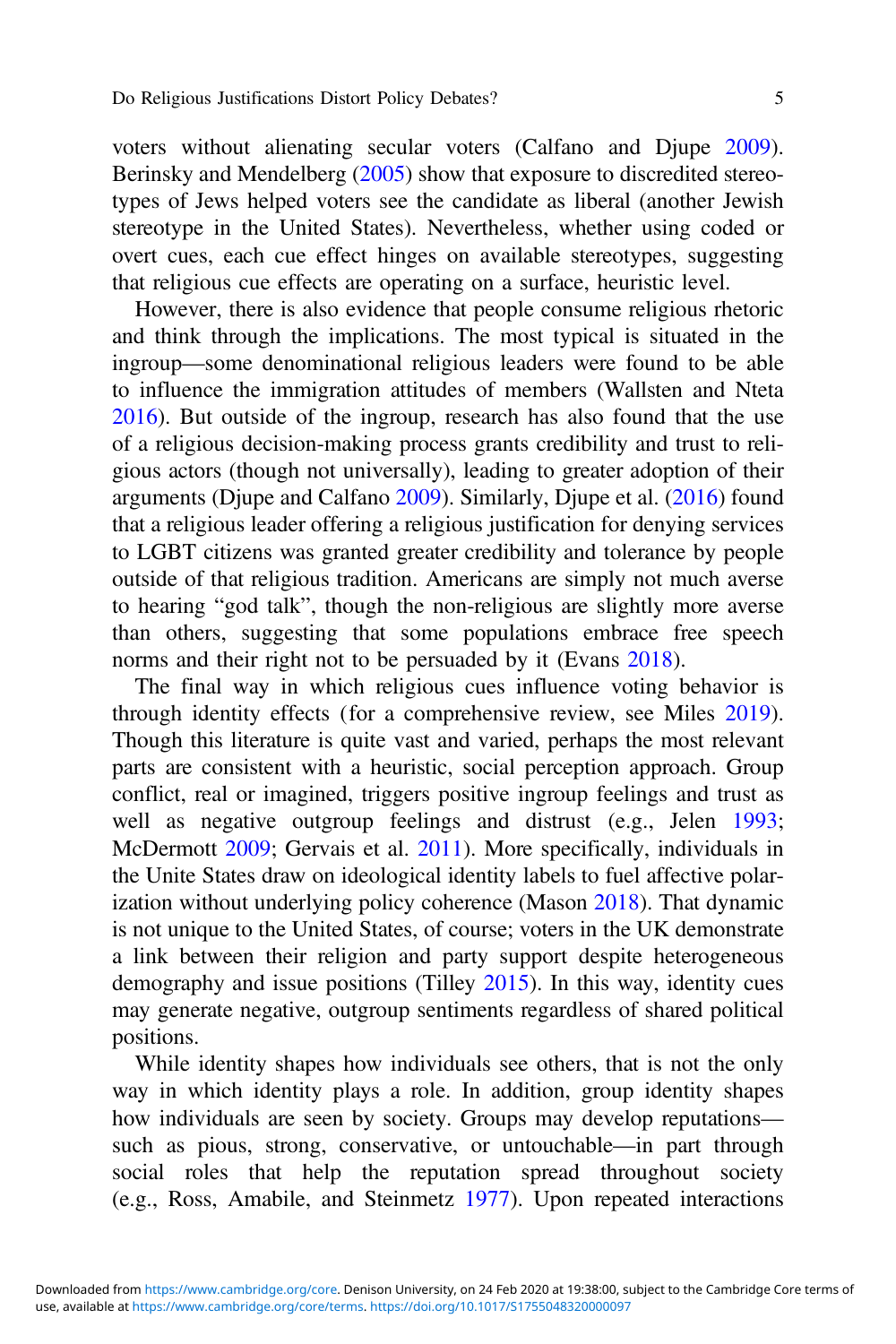voters without alienating secular voters (Calfano and Djupe 2009). Berinsky and Mendelberg (2005) show that exposure to discredited stereotypes of Jews helped voters see the candidate as liberal (another Jewish stereotype in the United States). Nevertheless, whether using coded or overt cues, each cue effect hinges on available stereotypes, suggesting that religious cue effects are operating on a surface, heuristic level.

However, there is also evidence that people consume religious rhetoric and think through the implications. The most typical is situated in the ingroup—some denominational religious leaders were found to be able to influence the immigration attitudes of members (Wallsten and Nteta 2016). But outside of the ingroup, research has also found that the use of a religious decision-making process grants credibility and trust to religious actors (though not universally), leading to greater adoption of their arguments (Djupe and Calfano 2009). Similarly, Djupe et al. (2016) found that a religious leader offering a religious justification for denying services to LGBT citizens was granted greater credibility and tolerance by people outside of that religious tradition. Americans are simply not much averse to hearing "god talk", though the non-religious are slightly more averse than others, suggesting that some populations embrace free speech norms and their right not to be persuaded by it (Evans 2018).

The final way in which religious cues influence voting behavior is through identity effects (for a comprehensive review, see Miles 2019). Though this literature is quite vast and varied, perhaps the most relevant parts are consistent with a heuristic, social perception approach. Group conflict, real or imagined, triggers positive ingroup feelings and trust as well as negative outgroup feelings and distrust (e.g., Jelen 1993; McDermott 2009; Gervais et al. 2011). More specifically, individuals in the Unite States draw on ideological identity labels to fuel affective polarization without underlying policy coherence (Mason 2018). That dynamic is not unique to the United States, of course; voters in the UK demonstrate a link between their religion and party support despite heterogeneous demography and issue positions (Tilley 2015). In this way, identity cues may generate negative, outgroup sentiments regardless of shared political positions.

While identity shapes how individuals see others, that is not the only way in which identity plays a role. In addition, group identity shapes how individuals are seen by society. Groups may develop reputations—such as pious, strong, conservative, or untouchable—in part through social roles that help the reputation spread throughout society (e.g., Ross, Amabile, and Steinmetz 1977). Upon repeated interactions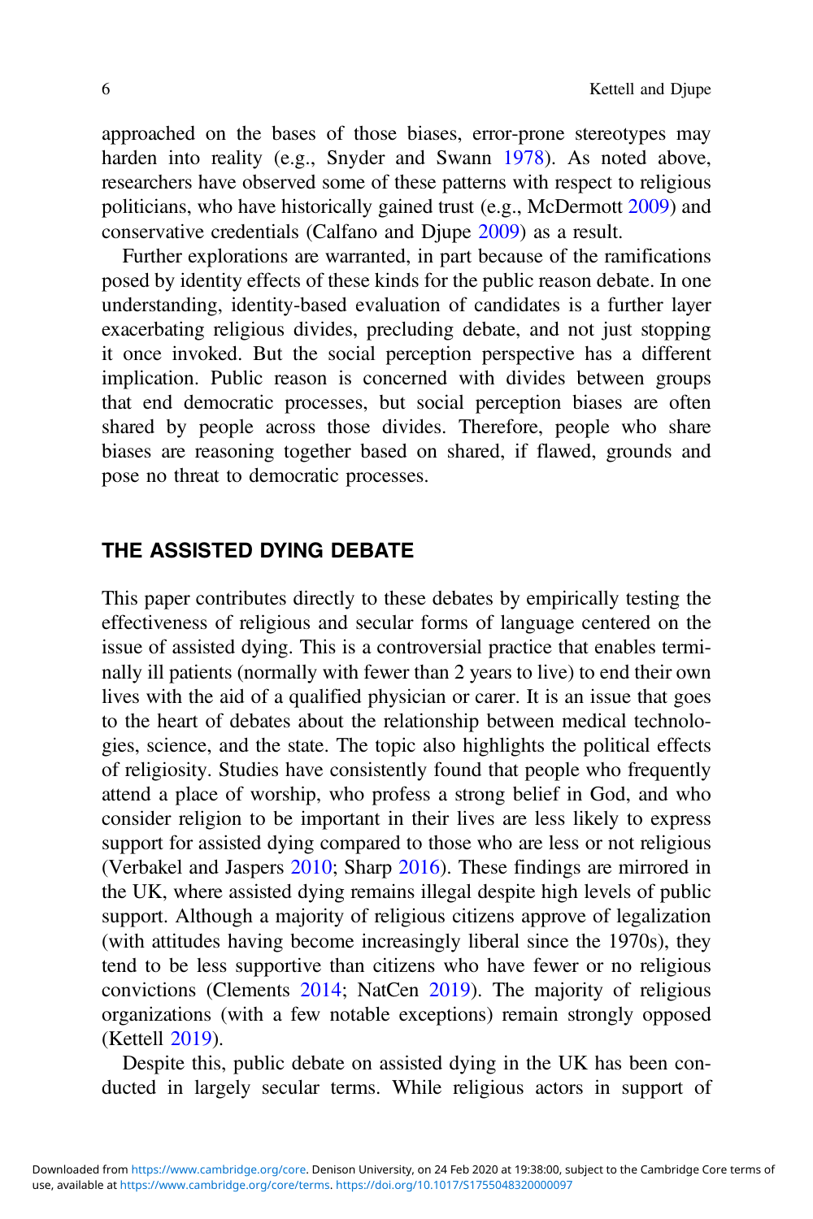approached on the bases of those biases, error-prone stereotypes may harden into reality (e.g., Snyder and Swann 1978). As noted above, researchers have observed some of these patterns with respect to religious politicians, who have historically gained trust (e.g., McDermott 2009) and conservative credentials (Calfano and Djupe 2009) as a result.

Further explorations are warranted, in part because of the ramifications posed by identity effects of these kinds for the public reason debate. In one understanding, identity-based evaluation of candidates is a further layer exacerbating religious divides, precluding debate, and not just stopping it once invoked. But the social perception perspective has a different implication. Public reason is concerned with divides between groups that end democratic processes, but social perception biases are often shared by people across those divides. Therefore, people who share biases are reasoning together based on shared, if flawed, grounds and pose no threat to democratic processes.

## THE ASSISTED DYING DEBATE

This paper contributes directly to these debates by empirically testing the effectiveness of religious and secular forms of language centered on the issue of assisted dying. This is a controversial practice that enables terminally ill patients (normally with fewer than 2 years to live) to end their own lives with the aid of a qualified physician or carer. It is an issue that goes to the heart of debates about the relationship between medical technologies, science, and the state. The topic also highlights the political effects of religiosity. Studies have consistently found that people who frequently attend a place of worship, who profess a strong belief in God, and who consider religion to be important in their lives are less likely to express support for assisted dying compared to those who are less or not religious (Verbakel and Jaspers 2010; Sharp 2016). These findings are mirrored in the UK, where assisted dying remains illegal despite high levels of public support. Although a majority of religious citizens approve of legalization (with attitudes having become increasingly liberal since the 1970s), they tend to be less supportive than citizens who have fewer or no religious convictions (Clements 2014; NatCen 2019). The majority of religious organizations (with a few notable exceptions) remain strongly opposed (Kettell 2019).

Despite this, public debate on assisted dying in the UK has been conducted in largely secular terms. While religious actors in support of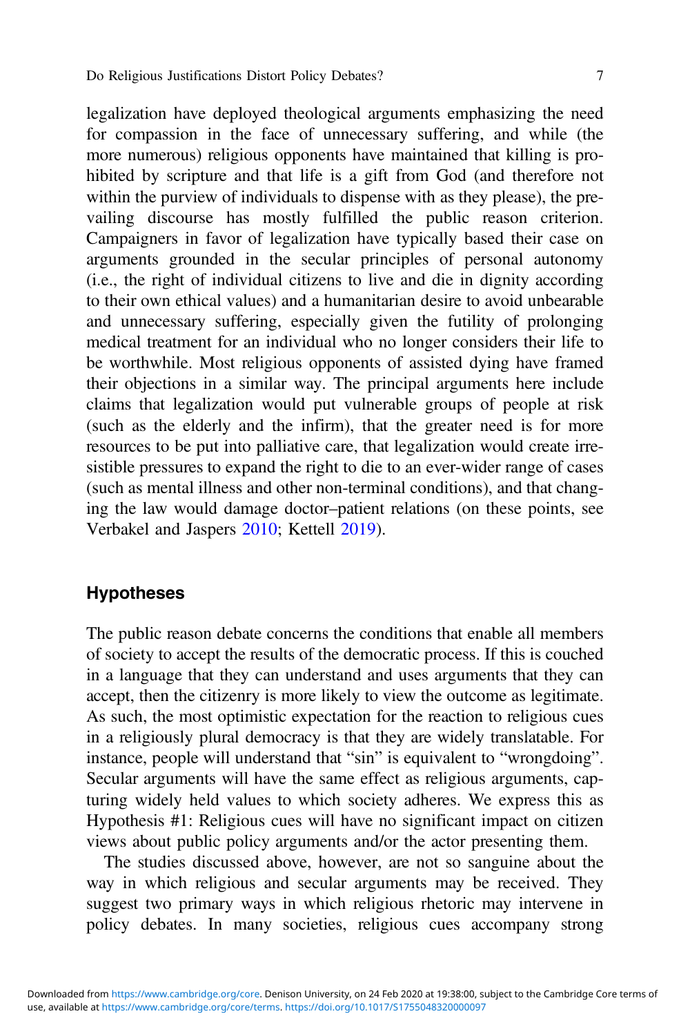legalization have deployed theological arguments emphasizing the need for compassion in the face of unnecessary suffering, and while (the more numerous) religious opponents have maintained that killing is prohibited by scripture and that life is a gift from God (and therefore not within the purview of individuals to dispense with as they please), the prevailing discourse has mostly fulfilled the public reason criterion. Campaigners in favor of legalization have typically based their case on arguments grounded in the secular principles of personal autonomy (i.e., the right of individual citizens to live and die in dignity according to their own ethical values) and a humanitarian desire to avoid unbearable and unnecessary suffering, especially given the futility of prolonging medical treatment for an individual who no longer considers their life to be worthwhile. Most religious opponents of assisted dying have framed their objections in a similar way. The principal arguments here include claims that legalization would put vulnerable groups of people at risk (such as the elderly and the infirm), that the greater need is for more resources to be put into palliative care, that legalization would create irresistible pressures to expand the right to die to an ever-wider range of cases (such as mental illness and other non-terminal conditions), and that changing the law would damage doctor–patient relations (on these points, see Verbakel and Jaspers 2010; Kettell 2019).

## Hypotheses

The public reason debate concerns the conditions that enable all members of society to accept the results of the democratic process. If this is couched in a language that they can understand and uses arguments that they can accept, then the citizenry is more likely to view the outcome as legitimate. As such, the most optimistic expectation for the reaction to religious cues in a religiously plural democracy is that they are widely translatable. For instance, people will understand that "sin" is equivalent to "wrongdoing". Secular arguments will have the same effect as religious arguments, capturing widely held values to which society adheres. We express this as Hypothesis #1: Religious cues will have no significant impact on citizen views about public policy arguments and/or the actor presenting them.

The studies discussed above, however, are not so sanguine about the way in which religious and secular arguments may be received. They suggest two primary ways in which religious rhetoric may intervene in policy debates. In many societies, religious cues accompany strong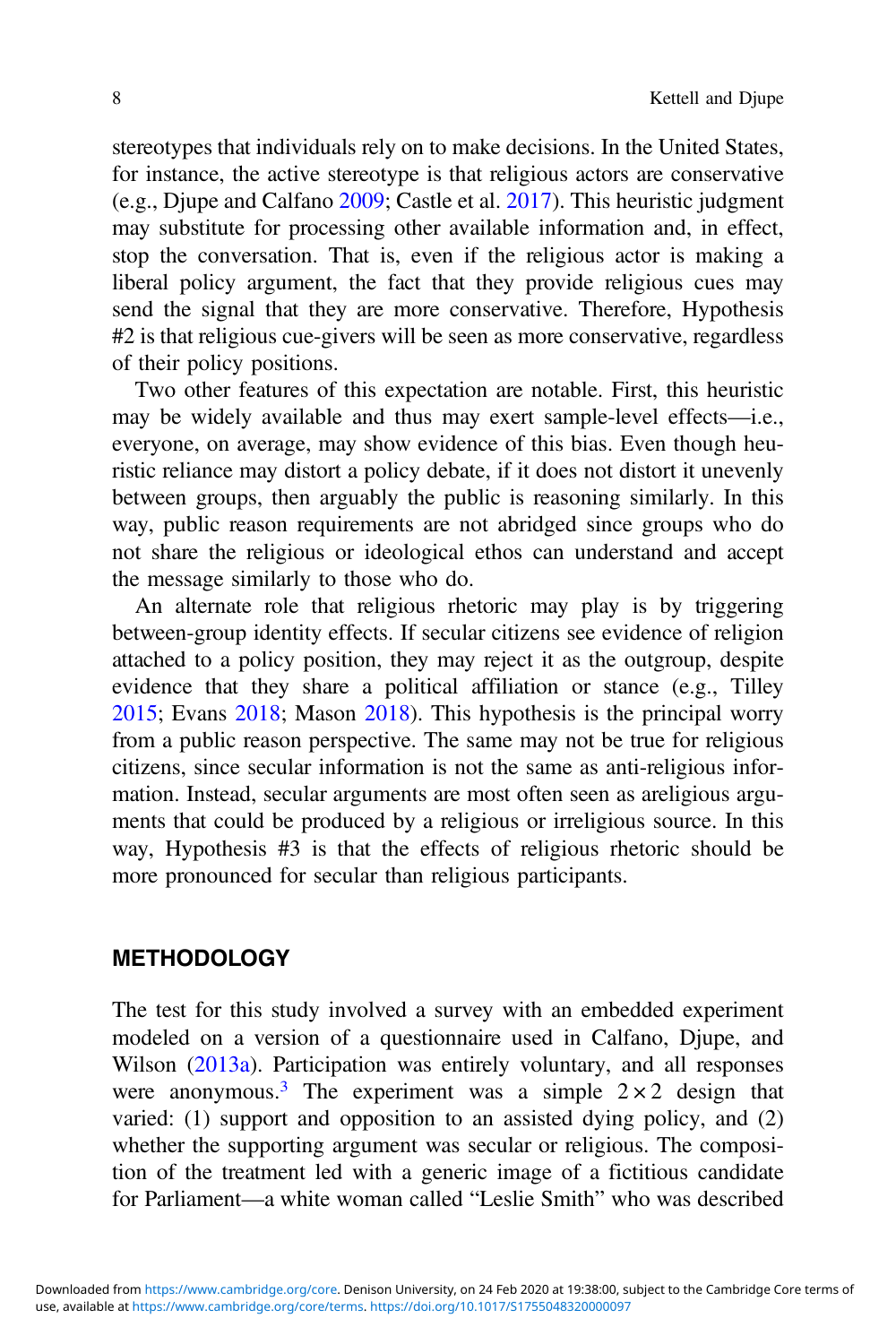stereotypes that individuals rely on to make decisions. In the United States, for instance, the active stereotype is that religious actors are conservative (e.g., Djupe and Calfano 2009; Castle et al. 2017). This heuristic judgment may substitute for processing other available information and, in effect, stop the conversation. That is, even if the religious actor is making a liberal policy argument, the fact that they provide religious cues may send the signal that they are more conservative. Therefore, Hypothesis #2 is that religious cue-givers will be seen as more conservative, regardless of their policy positions.

Two other features of this expectation are notable. First, this heuristic may be widely available and thus may exert sample-level effects—i.e., everyone, on average, may show evidence of this bias. Even though heuristic reliance may distort a policy debate, if it does not distort it unevenly between groups, then arguably the public is reasoning similarly. In this way, public reason requirements are not abridged since groups who do not share the religious or ideological ethos can understand and accept the message similarly to those who do.

An alternate role that religious rhetoric may play is by triggering between-group identity effects. If secular citizens see evidence of religion attached to a policy position, they may reject it as the outgroup, despite evidence that they share a political affiliation or stance (e.g., Tilley 2015; Evans 2018; Mason 2018). This hypothesis is the principal worry from a public reason perspective. The same may not be true for religious citizens, since secular information is not the same as anti-religious information. Instead, secular arguments are most often seen as areligious arguments that could be produced by a religious or irreligious source. In this way, Hypothesis #3 is that the effects of religious rhetoric should be more pronounced for secular than religious participants.

## METHODOLOGY

The test for this study involved a survey with an embedded experiment modeled on a version of a questionnaire used in Calfano, Djupe, and Wilson (2013a). Participation was entirely voluntary, and all responses were anonymous.[3] The experiment was a simple $2 \times 2$ design that varied: (1) support and opposition to an assisted dying policy, and (2) whether the supporting argument was secular or religious. The composition of the treatment led with a generic image of a fictitious candidate for Parliament—a white woman called "Leslie Smith" who was described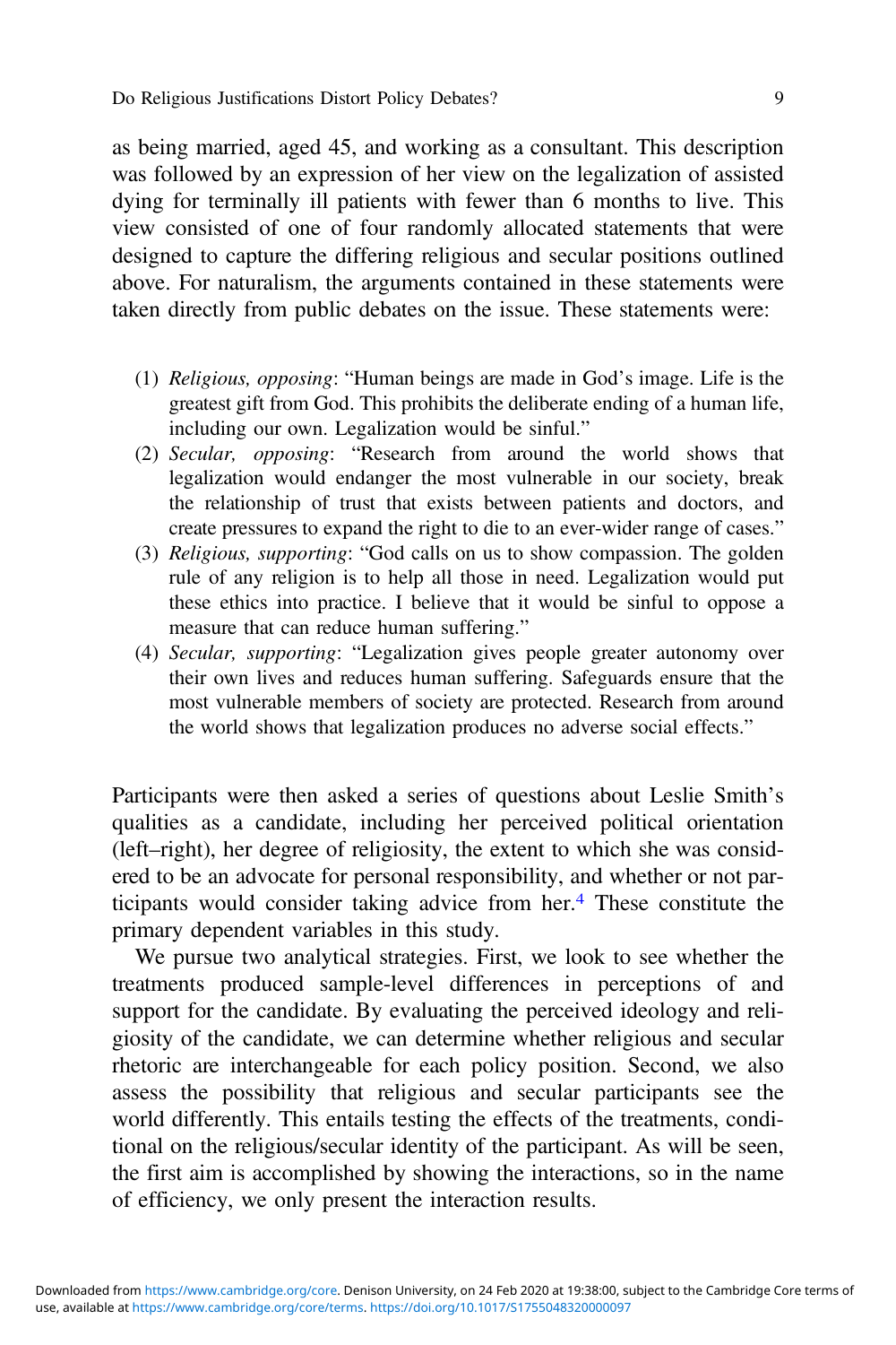as being married, aged 45, and working as a consultant. This description was followed by an expression of her view on the legalization of assisted dying for terminally ill patients with fewer than 6 months to live. This view consisted of one of four randomly allocated statements that were designed to capture the differing religious and secular positions outlined above. For naturalism, the arguments contained in these statements were taken directly from public debates on the issue. These statements were:

(1) *Religious, opposing*: "Human beings are made in God's image. Life is the greatest gift from God. This prohibits the deliberate ending of a human life, including our own. Legalization would be sinful."
(2) *Secular, opposing*: "Research from around the world shows that legalization would endanger the most vulnerable in our society, break the relationship of trust that exists between patients and doctors, and create pressures to expand the right to die to an ever-wider range of cases."
(3) *Religious, supporting*: "God calls on us to show compassion. The golden rule of any religion is to help all those in need. Legalization would put these ethics into practice. I believe that it would be sinful to oppose a measure that can reduce human suffering."
(4) *Secular, supporting*: "Legalization gives people greater autonomy over their own lives and reduces human suffering. Safeguards ensure that the most vulnerable members of society are protected. Research from around the world shows that legalization produces no adverse social effects."

Participants were then asked a series of questions about Leslie Smith's qualities as a candidate, including her perceived political orientation (left–right), her degree of religiosity, the extent to which she was considered to be an advocate for personal responsibility, and whether or not participants would consider taking advice from her.[4] These constitute the primary dependent variables in this study.

We pursue two analytical strategies. First, we look to see whether the treatments produced sample-level differences in perceptions of and support for the candidate. By evaluating the perceived ideology and religiosity of the candidate, we can determine whether religious and secular rhetoric are interchangeable for each policy position. Second, we also assess the possibility that religious and secular participants see the world differently. This entails testing the effects of the treatments, conditional on the religious/secular identity of the participant. As will be seen, the first aim is accomplished by showing the interactions, so in the name of efficiency, we only present the interaction results.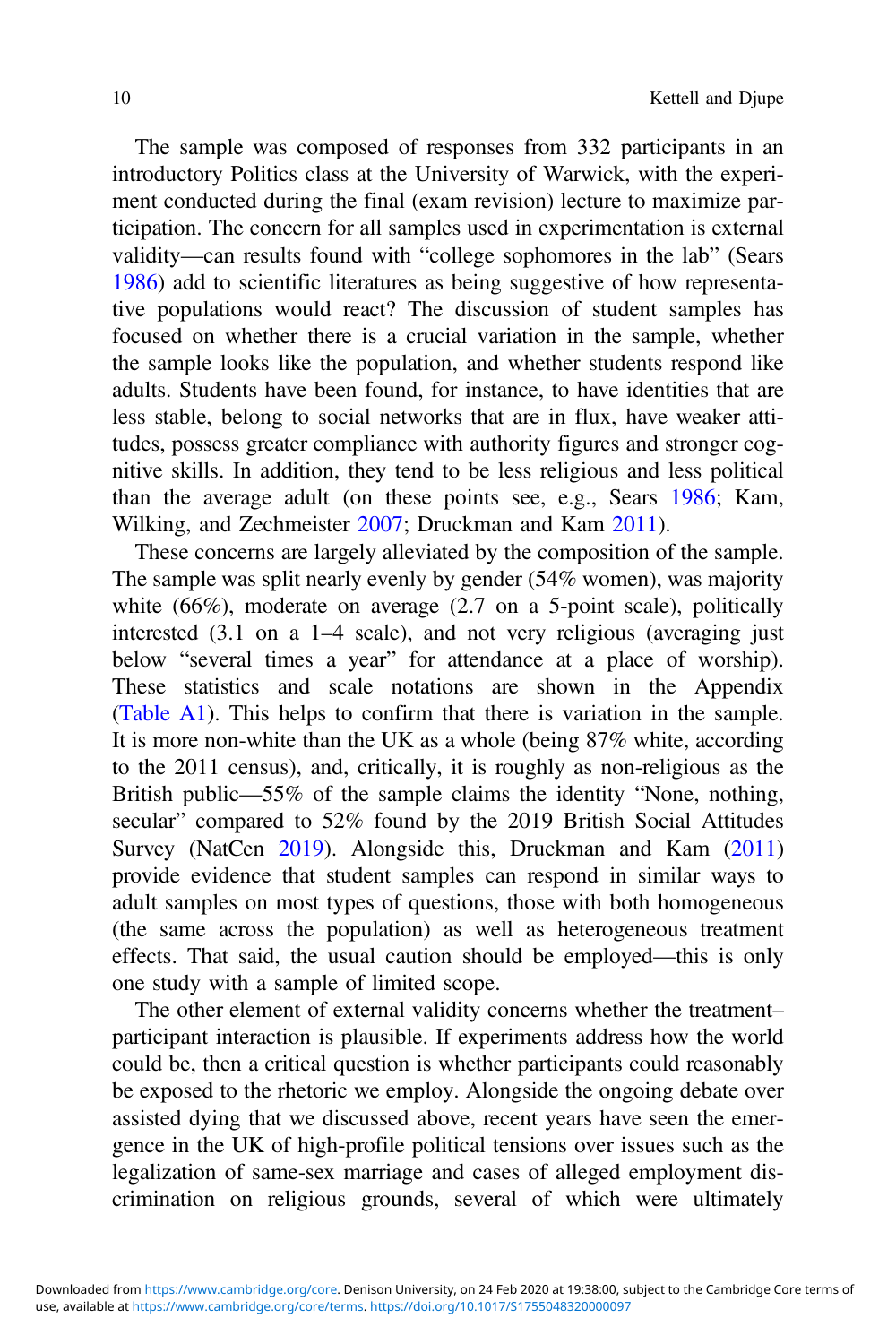The sample was composed of responses from 332 participants in an introductory Politics class at the University of Warwick, with the experiment conducted during the final (exam revision) lecture to maximize participation. The concern for all samples used in experimentation is external validity—can results found with "college sophomores in the lab" (Sears 1986) add to scientific literatures as being suggestive of how representative populations would react? The discussion of student samples has focused on whether there is a crucial variation in the sample, whether the sample looks like the population, and whether students respond like adults. Students have been found, for instance, to have identities that are less stable, belong to social networks that are in flux, have weaker attitudes, possess greater compliance with authority figures and stronger cognitive skills. In addition, they tend to be less religious and less political than the average adult (on these points see, e.g., Sears 1986; Kam, Wilking, and Zechmeister 2007; Druckman and Kam 2011).

These concerns are largely alleviated by the composition of the sample. The sample was split nearly evenly by gender (54% women), was majority white (66%), moderate on average (2.7 on a 5-point scale), politically interested (3.1 on a 1–4 scale), and not very religious (averaging just below "several times a year" for attendance at a place of worship). These statistics and scale notations are shown in the Appendix (Table A1). This helps to confirm that there is variation in the sample. It is more non-white than the UK as a whole (being 87% white, according to the 2011 census), and, critically, it is roughly as non-religious as the British public—55% of the sample claims the identity "None, nothing, secular" compared to 52% found by the 2019 British Social Attitudes Survey (NatCen 2019). Alongside this, Druckman and Kam (2011) provide evidence that student samples can respond in similar ways to adult samples on most types of questions, those with both homogeneous (the same across the population) as well as heterogeneous treatment effects. That said, the usual caution should be employed—this is only one study with a sample of limited scope.

The other element of external validity concerns whether the treatment–participant interaction is plausible. If experiments address how the world could be, then a critical question is whether participants could reasonably be exposed to the rhetoric we employ. Alongside the ongoing debate over assisted dying that we discussed above, recent years have seen the emergence in the UK of high-profile political tensions over issues such as the legalization of same-sex marriage and cases of alleged employment discrimination on religious grounds, several of which were ultimately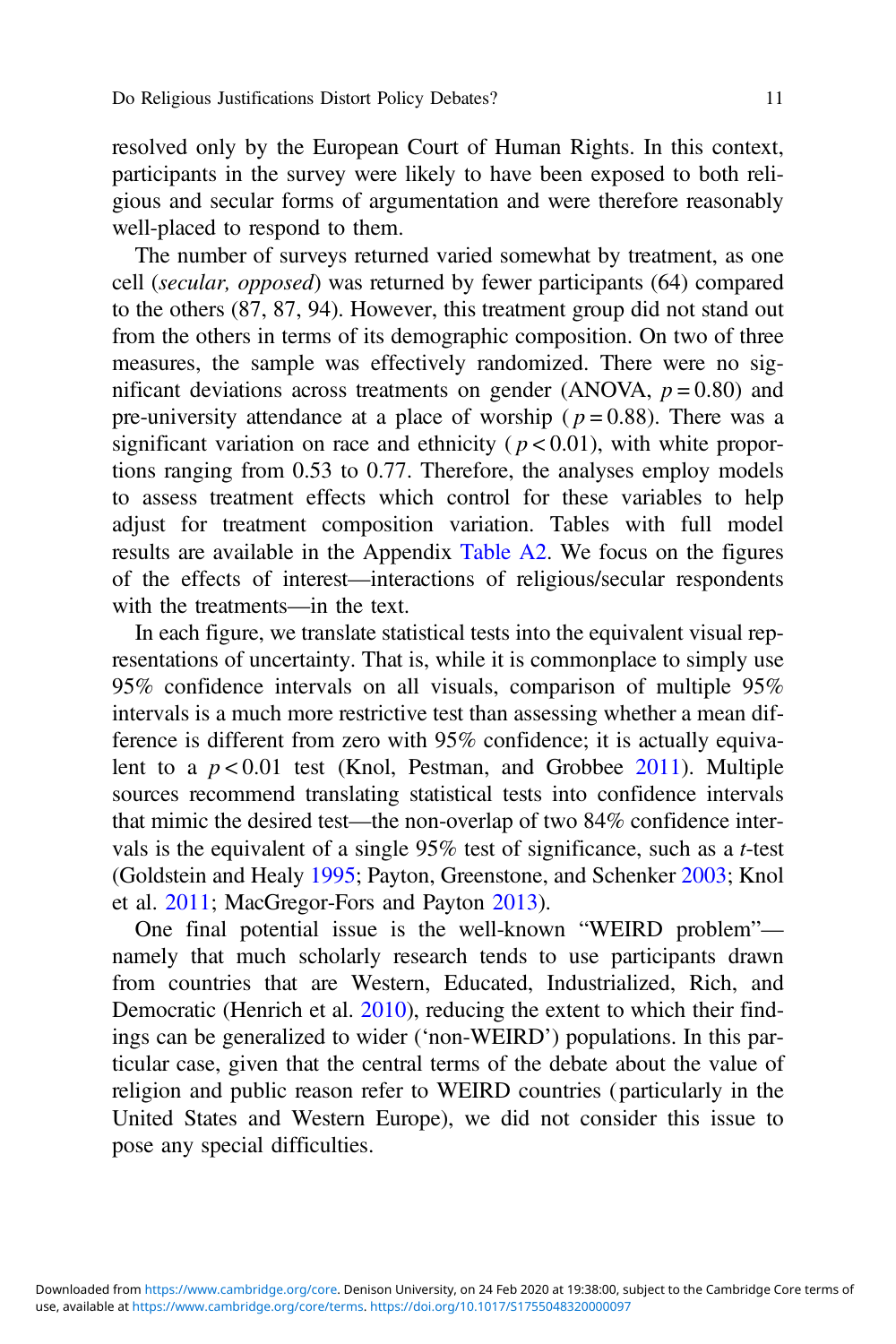resolved only by the European Court of Human Rights. In this context, participants in the survey were likely to have been exposed to both religious and secular forms of argumentation and were therefore reasonably well-placed to respond to them.

The number of surveys returned varied somewhat by treatment, as one cell (*secular, opposed*) was returned by fewer participants (64) compared to the others (87, 87, 94). However, this treatment group did not stand out from the others in terms of its demographic composition. On two of three measures, the sample was effectively randomized. There were no significant deviations across treatments on gender (ANOVA, $p = 0.80$) and pre-university attendance at a place of worship ($p = 0.88$). There was a significant variation on race and ethnicity ($p < 0.01$), with white proportions ranging from 0.53 to 0.77. Therefore, the analyses employ models to assess treatment effects which control for these variables to help adjust for treatment composition variation. Tables with full model results are available in the Appendix Table A2. We focus on the figures of the effects of interest—interactions of religious/secular respondents with the treatments—in the text.

In each figure, we translate statistical tests into the equivalent visual representations of uncertainty. That is, while it is commonplace to simply use 95% confidence intervals on all visuals, comparison of multiple 95% intervals is a much more restrictive test than assessing whether a mean difference is different from zero with 95% confidence; it is actually equivalent to a $p < 0.01$ test (Knol, Pestman, and Grobbee 2011). Multiple sources recommend translating statistical tests into confidence intervals that mimic the desired test—the non-overlap of two 84% confidence intervals is the equivalent of a single 95% test of significance, such as a $t$-test (Goldstein and Healy 1995; Payton, Greenstone, and Schenker 2003; Knol et al. 2011; MacGregor-Fors and Payton 2013).

One final potential issue is the well-known "WEIRD problem"—namely that much scholarly research tends to use participants drawn from countries that are Western, Educated, Industrialized, Rich, and Democratic (Henrich et al. 2010), reducing the extent to which their findings can be generalized to wider ('non-WEIRD') populations. In this particular case, given that the central terms of the debate about the value of religion and public reason refer to WEIRD countries (particularly in the United States and Western Europe), we did not consider this issue to pose any special difficulties.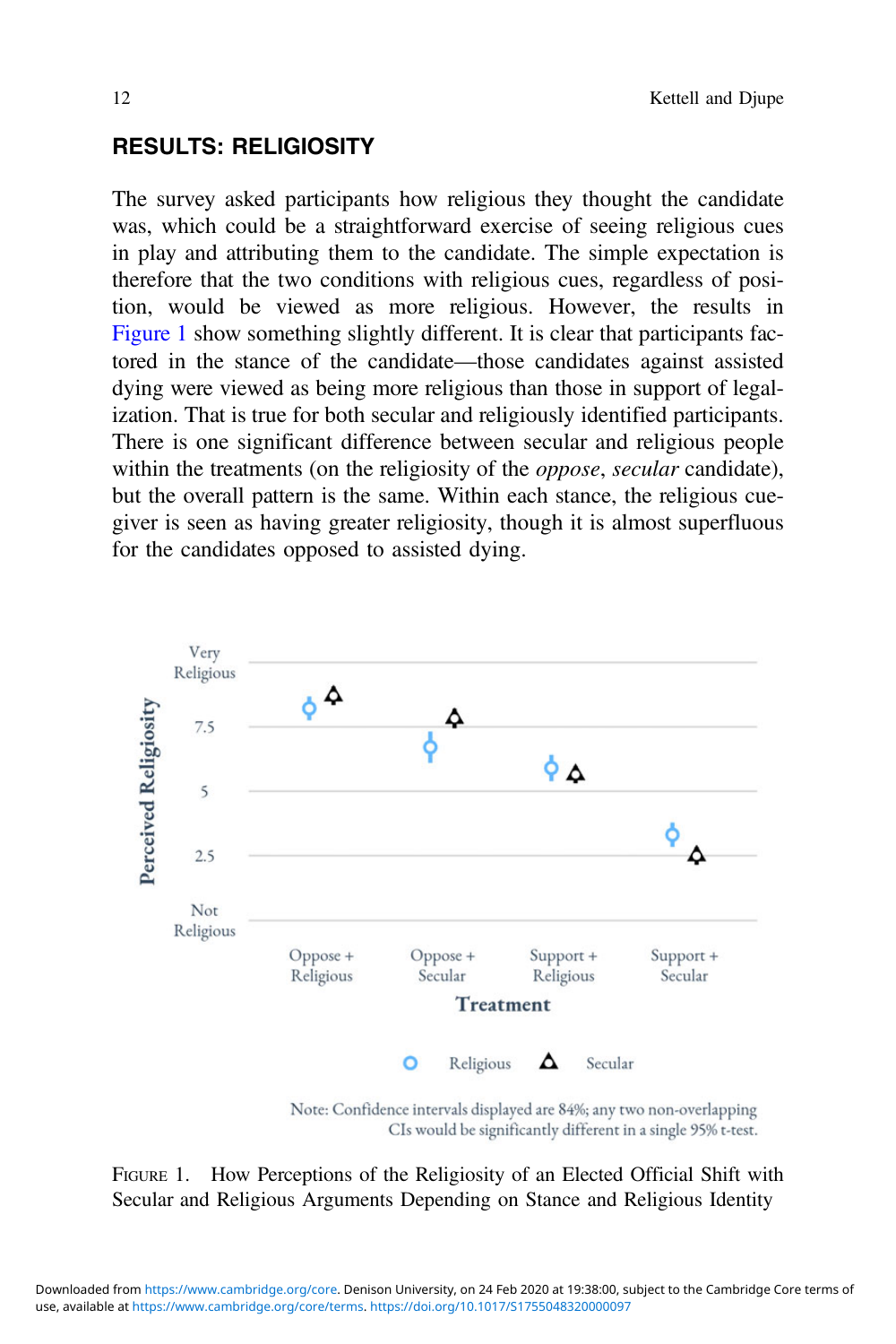## RESULTS: RELIGIOSITY

The survey asked participants how religious they thought the candidate was, which could be a straightforward exercise of seeing religious cues in play and attributing them to the candidate. The simple expectation is therefore that the two conditions with religious cues, regardless of position, would be viewed as more religious. However, the results in Figure 1 show something slightly different. It is clear that participants factored in the stance of the candidate—those candidates against assisted dying were viewed as being more religious than those in support of legalization. That is true for both secular and religiously identified participants. There is one significant difference between secular and religious people within the treatments (on the religiosity of the *oppose*, *secular* candidate), but the overall pattern is the same. Within each stance, the religious cue-giver is seen as having greater religiosity, though it is almost superfluous for the candidates opposed to assisted dying.

Note: Confidence intervals displayed are 84%; any two non-overlapping CIs would be significantly different in a single 95% t-test.

FIGURE 1. How Perceptions of the Religiosity of an Elected Official Shift with Secular and Religious Arguments Depending on Stance and Religious Identity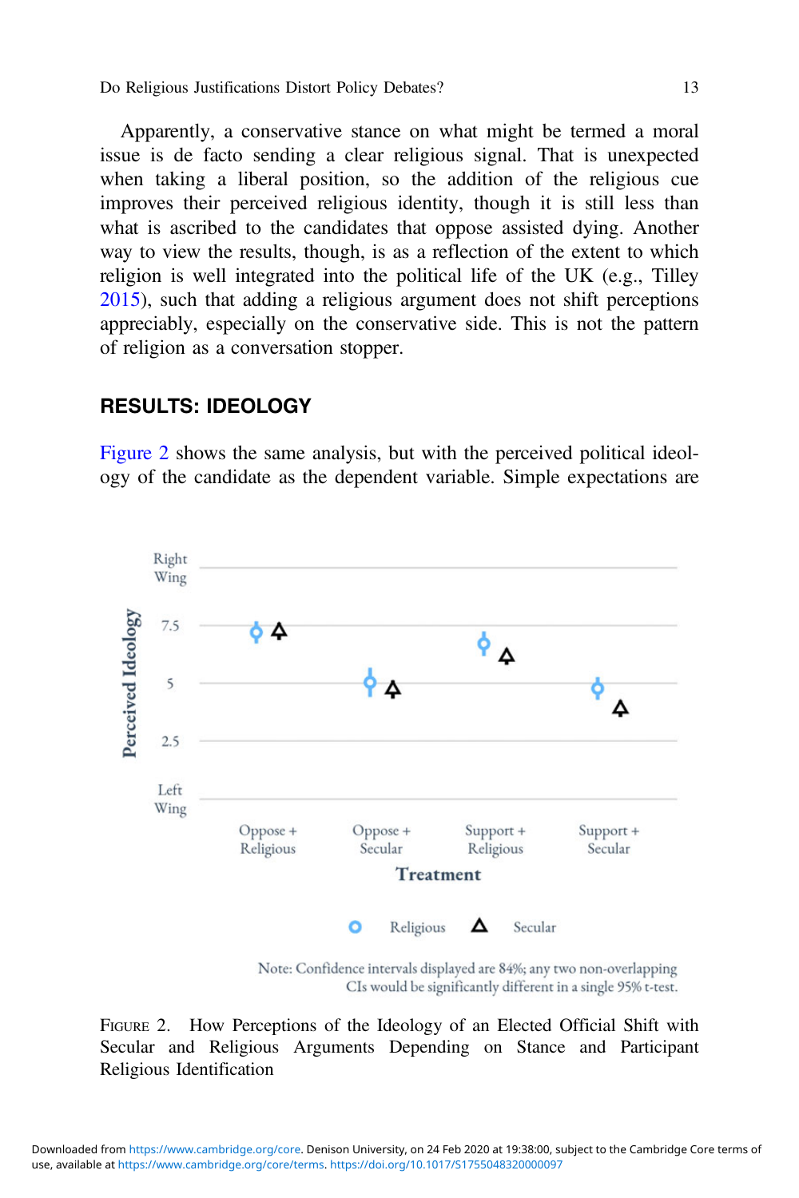Apparently, a conservative stance on what might be termed a moral issue is de facto sending a clear religious signal. That is unexpected when taking a liberal position, so the addition of the religious cue improves their perceived religious identity, though it is still less than what is ascribed to the candidates that oppose assisted dying. Another way to view the results, though, is as a reflection of the extent to which religion is well integrated into the political life of the UK (e.g., Tilley 2015), such that adding a religious argument does not shift perceptions appreciably, especially on the conservative side. This is not the pattern of religion as a conversation stopper.

## RESULTS: IDEOLOGY

Figure 2 shows the same analysis, but with the perceived political ideology of the candidate as the dependent variable. Simple expectations are

Note: Confidence intervals displayed are 84%; any two non-overlapping CIs would be significantly different in a single 95% t-test.

FIGURE 2. How Perceptions of the Ideology of an Elected Official Shift with Secular and Religious Arguments Depending on Stance and Participant Religious Identification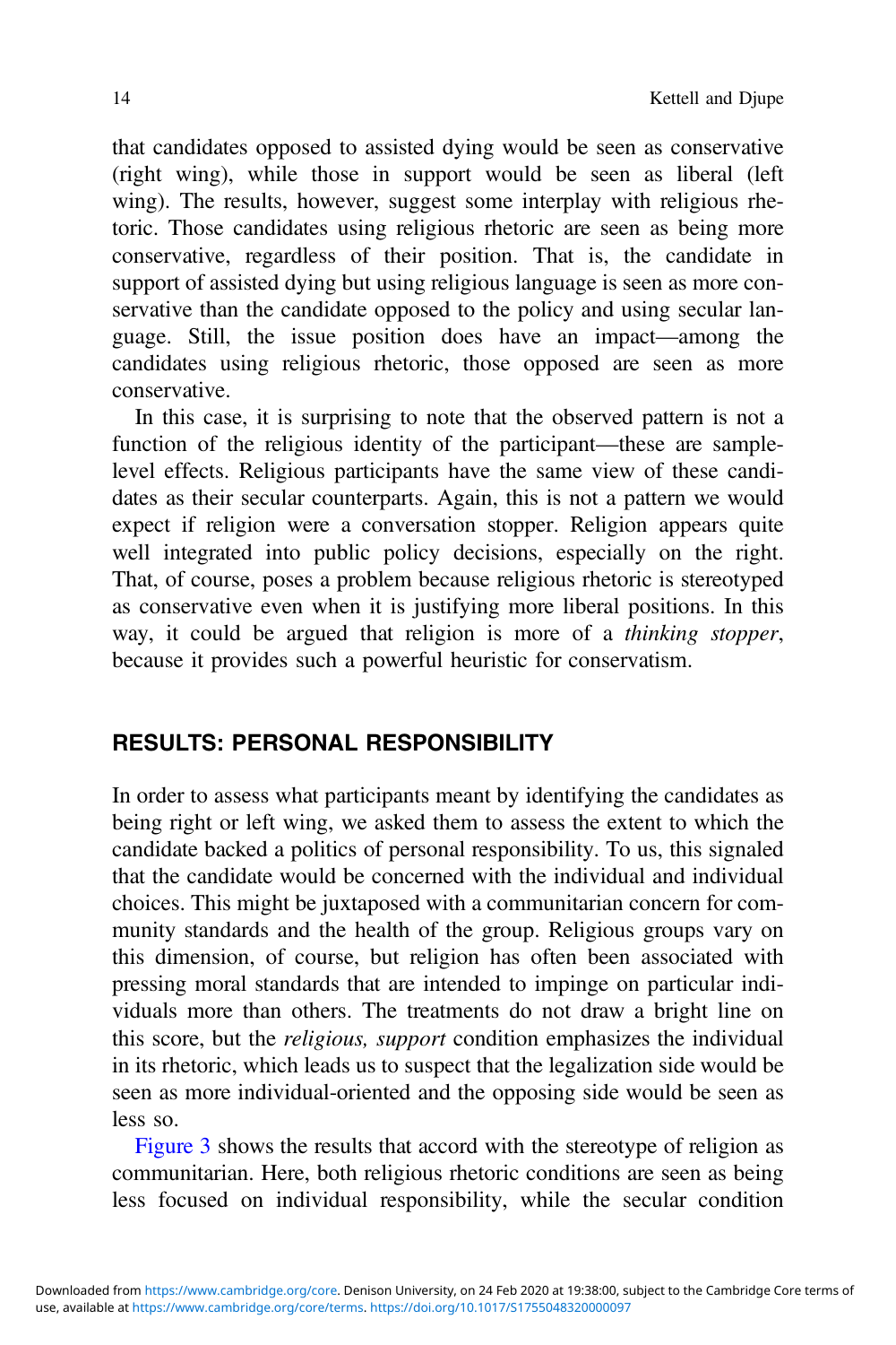that candidates opposed to assisted dying would be seen as conservative (right wing), while those in support would be seen as liberal (left wing). The results, however, suggest some interplay with religious rhetoric. Those candidates using religious rhetoric are seen as being more conservative, regardless of their position. That is, the candidate in support of assisted dying but using religious language is seen as more conservative than the candidate opposed to the policy and using secular language. Still, the issue position does have an impact—among the candidates using religious rhetoric, those opposed are seen as more conservative.

In this case, it is surprising to note that the observed pattern is not a function of the religious identity of the participant—these are sample-level effects. Religious participants have the same view of these candidates as their secular counterparts. Again, this is not a pattern we would expect if religion were a conversation stopper. Religion appears quite well integrated into public policy decisions, especially on the right. That, of course, poses a problem because religious rhetoric is stereotyped as conservative even when it is justifying more liberal positions. In this way, it could be argued that religion is more of a *thinking stopper*, because it provides such a powerful heuristic for conservatism.

## RESULTS: PERSONAL RESPONSIBILITY

In order to assess what participants meant by identifying the candidates as being right or left wing, we asked them to assess the extent to which the candidate backed a politics of personal responsibility. To us, this signaled that the candidate would be concerned with the individual and individual choices. This might be juxtaposed with a communitarian concern for community standards and the health of the group. Religious groups vary on this dimension, of course, but religion has often been associated with pressing moral standards that are intended to impinge on particular individuals more than others. The treatments do not draw a bright line on this score, but the *religious, support* condition emphasizes the individual in its rhetoric, which leads us to suspect that the legalization side would be seen as more individual-oriented and the opposing side would be seen as less so.

Figure 3 shows the results that accord with the stereotype of religion as communitarian. Here, both religious rhetoric conditions are seen as being less focused on individual responsibility, while the secular condition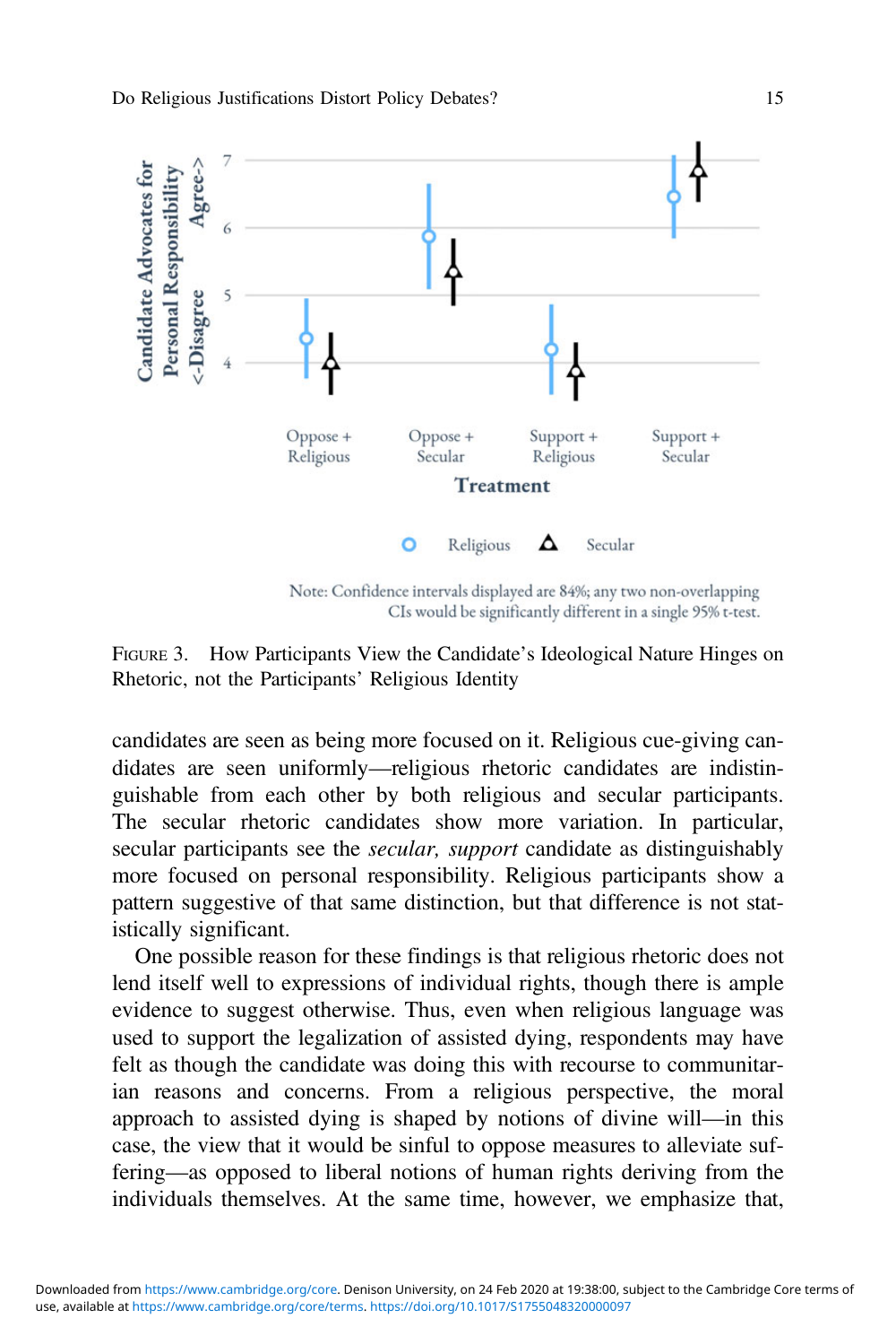FIGURE 3. How Participants View the Candidate's Ideological Nature Hinges on Rhetoric, not the Participants' Religious Identity

candidates are seen as being more focused on it. Religious cue-giving candidates are seen uniformly—religious rhetoric candidates are indistinguishable from each other by both religious and secular participants. The secular rhetoric candidates show more variation. In particular, secular participants see the *secular, support* candidate as distinguishably more focused on personal responsibility. Religious participants show a pattern suggestive of that same distinction, but that difference is not statistically significant.

One possible reason for these findings is that religious rhetoric does not lend itself well to expressions of individual rights, though there is ample evidence to suggest otherwise. Thus, even when religious language was used to support the legalization of assisted dying, respondents may have felt as though the candidate was doing this with recourse to communitarian reasons and concerns. From a religious perspective, the moral approach to assisted dying is shaped by notions of divine will—in this case, the view that it would be sinful to oppose measures to alleviate suffering—as opposed to liberal notions of human rights deriving from the individuals themselves. At the same time, however, we emphasize that,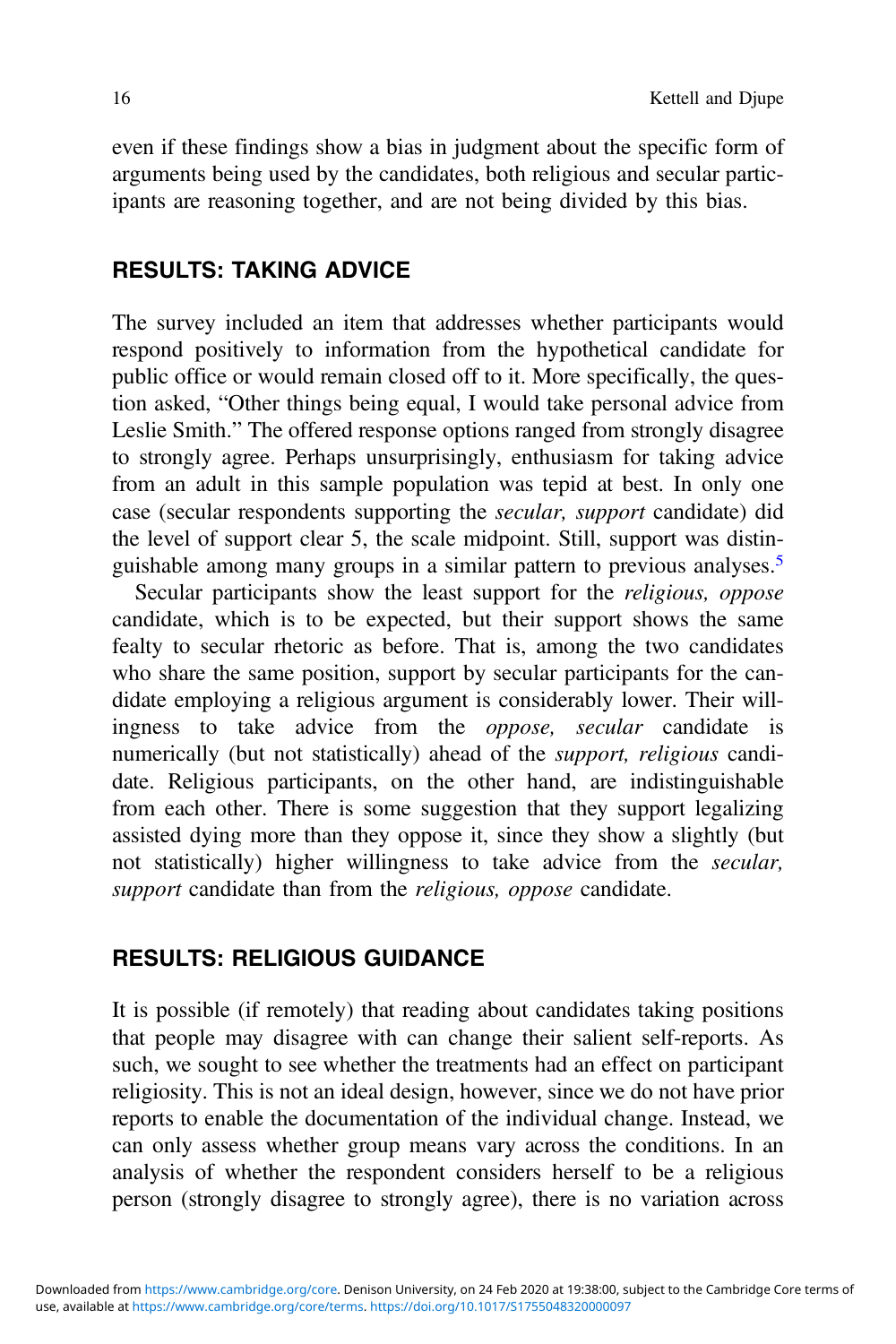even if these findings show a bias in judgment about the specific form of arguments being used by the candidates, both religious and secular participants are reasoning together, and are not being divided by this bias.

## RESULTS: TAKING ADVICE

The survey included an item that addresses whether participants would respond positively to information from the hypothetical candidate for public office or would remain closed off to it. More specifically, the question asked, "Other things being equal, I would take personal advice from Leslie Smith." The offered response options ranged from strongly disagree to strongly agree. Perhaps unsurprisingly, enthusiasm for taking advice from an adult in this sample population was tepid at best. In only one case (secular respondents supporting the *secular, support* candidate) did the level of support clear 5, the scale midpoint. Still, support was distinguishable among many groups in a similar pattern to previous analyses.[5]

Secular participants show the least support for the *religious, oppose* candidate, which is to be expected, but their support shows the same fealty to secular rhetoric as before. That is, among the two candidates who share the same position, support by secular participants for the candidate employing a religious argument is considerably lower. Their willingness to take advice from the *oppose, secular* candidate is numerically (but not statistically) ahead of the *support, religious* candidate. Religious participants, on the other hand, are indistinguishable from each other. There is some suggestion that they support legalizing assisted dying more than they oppose it, since they show a slightly (but not statistically) higher willingness to take advice from the *secular, support* candidate than from the *religious, oppose* candidate.

## RESULTS: RELIGIOUS GUIDANCE

It is possible (if remotely) that reading about candidates taking positions that people may disagree with can change their salient self-reports. As such, we sought to see whether the treatments had an effect on participant religiosity. This is not an ideal design, however, since we do not have prior reports to enable the documentation of the individual change. Instead, we can only assess whether group means vary across the conditions. In an analysis of whether the respondent considers herself to be a religious person (strongly disagree to strongly agree), there is no variation across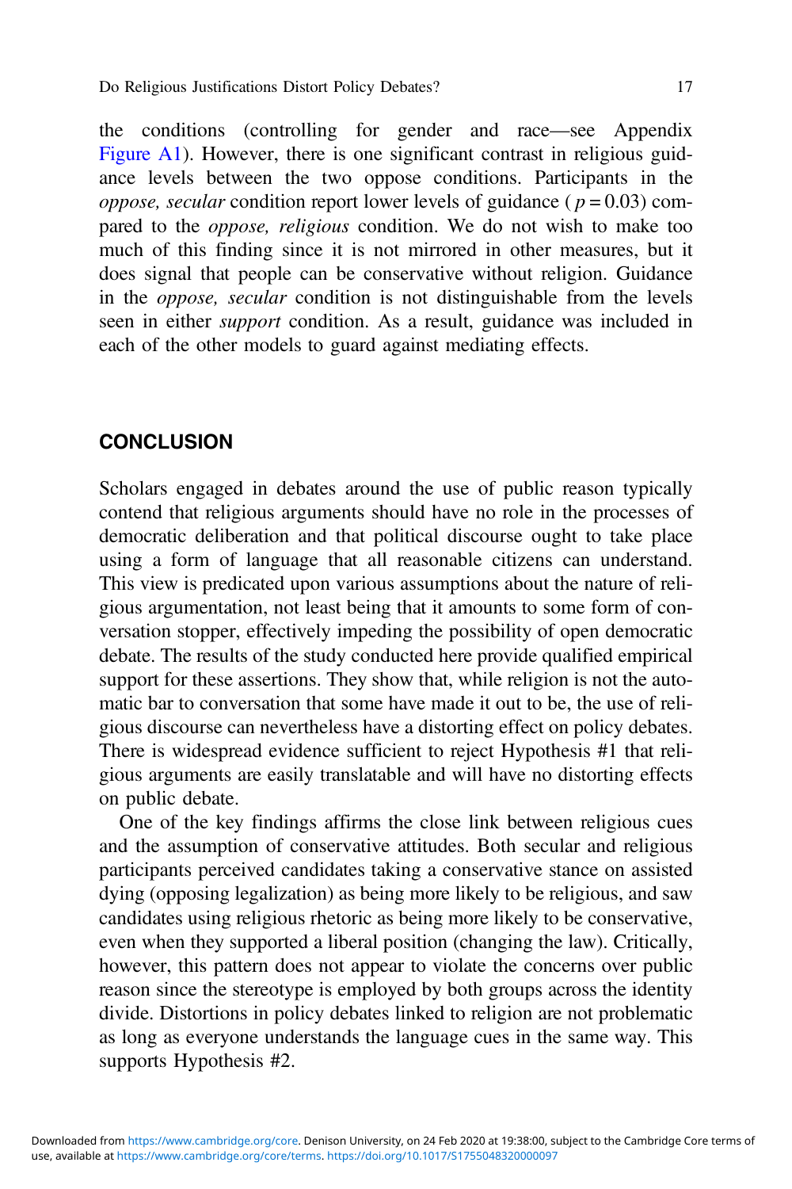the conditions (controlling for gender and race—see Appendix Figure A1). However, there is one significant contrast in religious guidance levels between the two oppose conditions. Participants in the *oppose, secular* condition report lower levels of guidance ( $p = 0.03$) compared to the *oppose, religious* condition. We do not wish to make too much of this finding since it is not mirrored in other measures, but it does signal that people can be conservative without religion. Guidance in the *oppose, secular* condition is not distinguishable from the levels seen in either *support* condition. As a result, guidance was included in each of the other models to guard against mediating effects.

## CONCLUSION

Scholars engaged in debates around the use of public reason typically contend that religious arguments should have no role in the processes of democratic deliberation and that political discourse ought to take place using a form of language that all reasonable citizens can understand. This view is predicated upon various assumptions about the nature of religious argumentation, not least being that it amounts to some form of conversation stopper, effectively impeding the possibility of open democratic debate. The results of the study conducted here provide qualified empirical support for these assertions. They show that, while religion is not the automatic bar to conversation that some have made it out to be, the use of religious discourse can nevertheless have a distorting effect on policy debates. There is widespread evidence sufficient to reject Hypothesis #1 that religious arguments are easily translatable and will have no distorting effects on public debate.

One of the key findings affirms the close link between religious cues and the assumption of conservative attitudes. Both secular and religious participants perceived candidates taking a conservative stance on assisted dying (opposing legalization) as being more likely to be religious, and saw candidates using religious rhetoric as being more likely to be conservative, even when they supported a liberal position (changing the law). Critically, however, this pattern does not appear to violate the concerns over public reason since the stereotype is employed by both groups across the identity divide. Distortions in policy debates linked to religion are not problematic as long as everyone understands the language cues in the same way. This supports Hypothesis #2.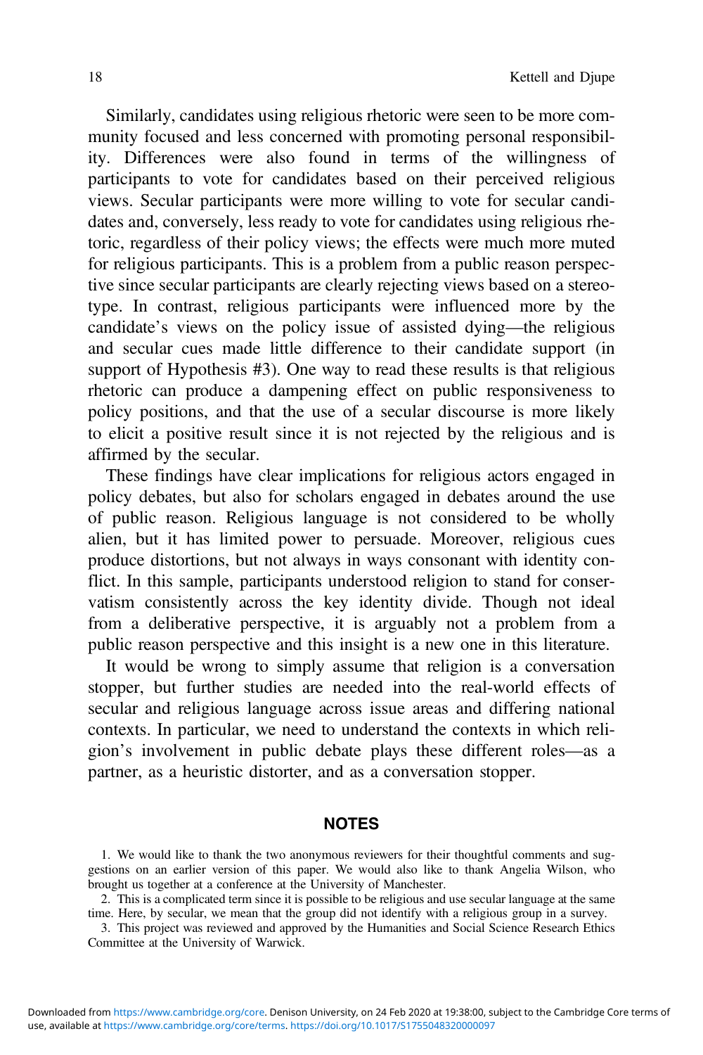Similarly, candidates using religious rhetoric were seen to be more community focused and less concerned with promoting personal responsibility. Differences were also found in terms of the willingness of participants to vote for candidates based on their perceived religious views. Secular participants were more willing to vote for secular candidates and, conversely, less ready to vote for candidates using religious rhetoric, regardless of their policy views; the effects were much more muted for religious participants. This is a problem from a public reason perspective since secular participants are clearly rejecting views based on a stereotype. In contrast, religious participants were influenced more by the candidate's views on the policy issue of assisted dying—the religious and secular cues made little difference to their candidate support (in support of Hypothesis #3). One way to read these results is that religious rhetoric can produce a dampening effect on public responsiveness to policy positions, and that the use of a secular discourse is more likely to elicit a positive result since it is not rejected by the religious and is affirmed by the secular.

These findings have clear implications for religious actors engaged in policy debates, but also for scholars engaged in debates around the use of public reason. Religious language is not considered to be wholly alien, but it has limited power to persuade. Moreover, religious cues produce distortions, but not always in ways consonant with identity conflict. In this sample, participants understood religion to stand for conservatism consistently across the key identity divide. Though not ideal from a deliberative perspective, it is arguably not a problem from a public reason perspective and this insight is a new one in this literature.

It would be wrong to simply assume that religion is a conversation stopper, but further studies are needed into the real-world effects of secular and religious language across issue areas and differing national contexts. In particular, we need to understand the contexts in which religion's involvement in public debate plays these different roles—as a partner, as a heuristic distorter, and as a conversation stopper.

## NOTES

1. We would like to thank the two anonymous reviewers for their thoughtful comments and suggestions on an earlier version of this paper. We would also like to thank Angelia Wilson, who brought us together at a conference at the University of Manchester.

2. This is a complicated term since it is possible to be religious and use secular language at the same time. Here, by secular, we mean that the group did not identify with a religious group in a survey.

3. This project was reviewed and approved by the Humanities and Social Science Research Ethics Committee at the University of Warwick.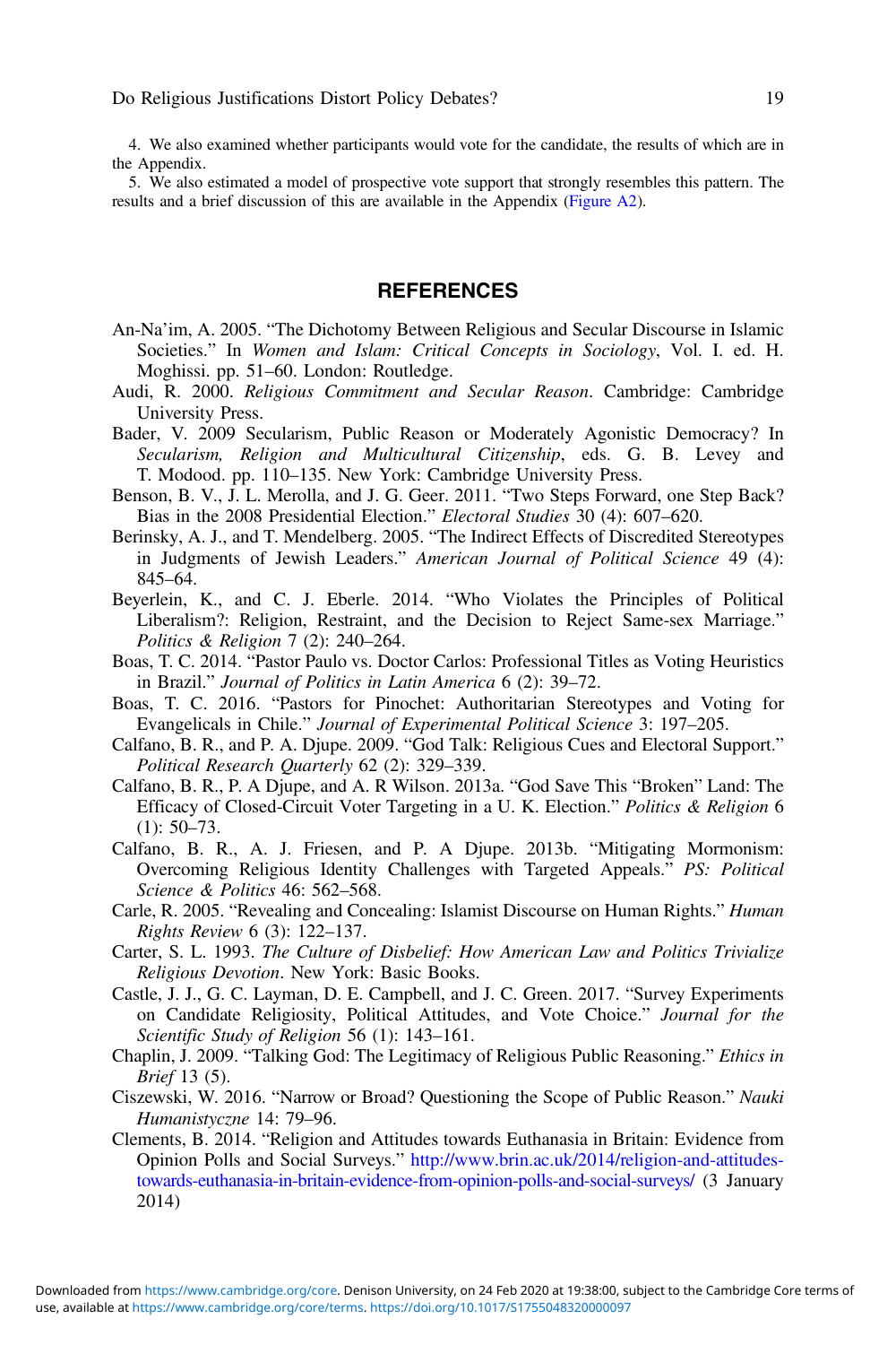4. We also examined whether participants would vote for the candidate, the results of which are in the Appendix.

5. We also estimated a model of prospective vote support that strongly resembles this pattern. The results and a brief discussion of this are available in the Appendix (Figure A2).

## REFERENCES

An-Na'im, A. 2005. "The Dichotomy Between Religious and Secular Discourse in Islamic Societies." In *Women and Islam: Critical Concepts in Sociology*, Vol. I. ed. H. Moghissi. pp. 51–60. London: Routledge.

Audi, R. 2000. *Religious Commitment and Secular Reason*. Cambridge: Cambridge University Press.

Bader, V. 2009 Secularism, Public Reason or Moderately Agonistic Democracy? In *Secularism, Religion and Multicultural Citizenship*, eds. G. B. Levey and T. Modood. pp. 110–135. New York: Cambridge University Press.

Benson, B. V., J. L. Merolla, and J. G. Geer. 2011. "Two Steps Forward, one Step Back? Bias in the 2008 Presidential Election." *Electoral Studies* 30 (4): 607–620.

Berinsky, A. J., and T. Mendelberg. 2005. "The Indirect Effects of Discredited Stereotypes in Judgments of Jewish Leaders." *American Journal of Political Science* 49 (4): 845–64.

Beyerlein, K., and C. J. Eberle. 2014. "Who Violates the Principles of Political Liberalism?: Religion, Restraint, and the Decision to Reject Same-sex Marriage." *Politics & Religion* 7 (2): 240–264.

Boas, T. C. 2014. "Pastor Paulo vs. Doctor Carlos: Professional Titles as Voting Heuristics in Brazil." *Journal of Politics in Latin America* 6 (2): 39–72.

Boas, T. C. 2016. "Pastors for Pinochet: Authoritarian Stereotypes and Voting for Evangelicals in Chile." *Journal of Experimental Political Science* 3: 197–205.

Calfano, B. R., and P. A. Djupe. 2009. "God Talk: Religious Cues and Electoral Support." *Political Research Quarterly* 62 (2): 329–339.

Calfano, B. R., P. A Djupe, and A. R Wilson. 2013a. "God Save This "Broken" Land: The Efficacy of Closed-Circuit Voter Targeting in a U. K. Election." *Politics & Religion* 6 (1): 50–73.

Calfano, B. R., A. J. Friesen, and P. A Djupe. 2013b. "Mitigating Mormonism: Overcoming Religious Identity Challenges with Targeted Appeals." *PS: Political Science & Politics* 46: 562–568.

Carle, R. 2005. "Revealing and Concealing: Islamist Discourse on Human Rights." *Human Rights Review* 6 (3): 122–137.

Carter, S. L. 1993. *The Culture of Disbelief: How American Law and Politics Trivialize Religious Devotion*. New York: Basic Books.

Castle, J. J., G. C. Layman, D. E. Campbell, and J. C. Green. 2017. "Survey Experiments on Candidate Religiosity, Political Attitudes, and Vote Choice." *Journal for the Scientific Study of Religion* 56 (1): 143–161.

Chaplin, J. 2009. "Talking God: The Legitimacy of Religious Public Reasoning." *Ethics in Brief* 13 (5).

Ciszewski, W. 2016. "Narrow or Broad? Questioning the Scope of Public Reason." *Nauki Humanistyczne* 14: 79–96.

Clements, B. 2014. "Religion and Attitudes towards Euthanasia in Britain: Evidence from Opinion Polls and Social Surveys." http://www.brin.ac.uk/2014/religion-and-attitudes-towards-euthanasia-in-britain-evidence-from-opinion-polls-and-social-surveys/ (3 January 2014)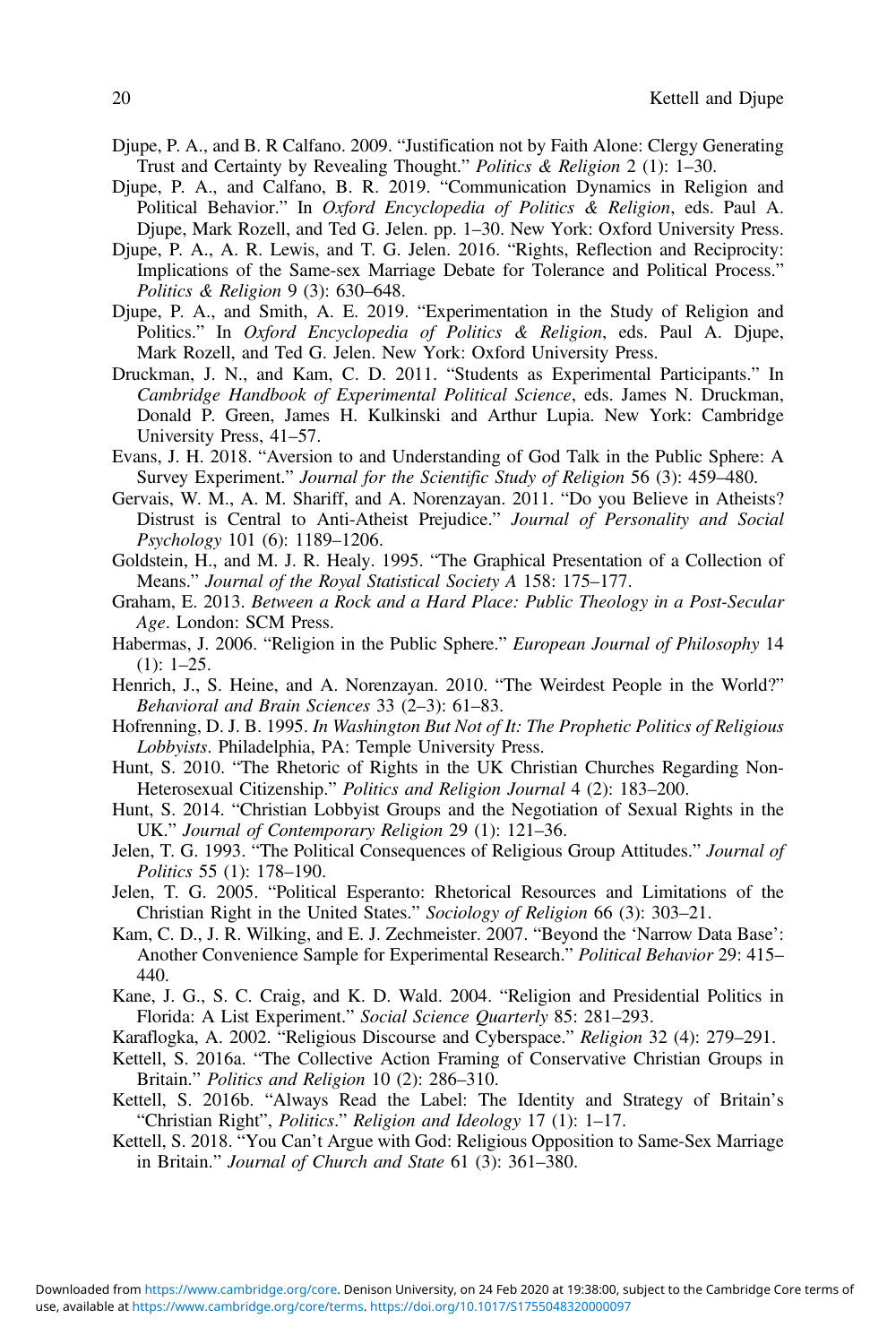Djupe, P. A., and B. R Calfano. 2009. "Justification not by Faith Alone: Clergy Generating Trust and Certainty by Revealing Thought." *Politics & Religion* 2 (1): 1–30.

Djupe, P. A., and Calfano, B. R. 2019. "Communication Dynamics in Religion and Political Behavior." In *Oxford Encyclopedia of Politics & Religion*, eds. Paul A. Djupe, Mark Rozell, and Ted G. Jelen. pp. 1–30. New York: Oxford University Press.

Djupe, P. A., A. R. Lewis, and T. G. Jelen. 2016. "Rights, Reflection and Reciprocity: Implications of the Same-sex Marriage Debate for Tolerance and Political Process." *Politics & Religion* 9 (3): 630–648.

Djupe, P. A., and Smith, A. E. 2019. "Experimentation in the Study of Religion and Politics." In *Oxford Encyclopedia of Politics & Religion*, eds. Paul A. Djupe, Mark Rozell, and Ted G. Jelen. New York: Oxford University Press.

Druckman, J. N., and Kam, C. D. 2011. "Students as Experimental Participants." In *Cambridge Handbook of Experimental Political Science*, eds. James N. Druckman, Donald P. Green, James H. Kulkinski and Arthur Lupia. New York: Cambridge University Press, 41–57.

Evans, J. H. 2018. "Aversion to and Understanding of God Talk in the Public Sphere: A Survey Experiment." *Journal for the Scientific Study of Religion* 56 (3): 459–480.

Gervais, W. M., A. M. Shariff, and A. Norenzayan. 2011. "Do you Believe in Atheists? Distrust is Central to Anti-Atheist Prejudice." *Journal of Personality and Social Psychology* 101 (6): 1189–1206.

Goldstein, H., and M. J. R. Healy. 1995. "The Graphical Presentation of a Collection of Means." *Journal of the Royal Statistical Society A* 158: 175–177.

Graham, E. 2013. *Between a Rock and a Hard Place: Public Theology in a Post-Secular Age*. London: SCM Press.

Habermas, J. 2006. "Religion in the Public Sphere." *European Journal of Philosophy* 14 (1): 1–25.

Henrich, J., S. Heine, and A. Norenzayan. 2010. "The Weirdest People in the World?" *Behavioral and Brain Sciences* 33 (2–3): 61–83.

Hofrenning, D. J. B. 1995. *In Washington But Not of It: The Prophetic Politics of Religious Lobbyists*. Philadelphia, PA: Temple University Press.

Hunt, S. 2010. "The Rhetoric of Rights in the UK Christian Churches Regarding Non-Heterosexual Citizenship." *Politics and Religion Journal* 4 (2): 183–200.

Hunt, S. 2014. "Christian Lobbyist Groups and the Negotiation of Sexual Rights in the UK." *Journal of Contemporary Religion* 29 (1): 121–36.

Jelen, T. G. 1993. "The Political Consequences of Religious Group Attitudes." *Journal of Politics* 55 (1): 178–190.

Jelen, T. G. 2005. "Political Esperanto: Rhetorical Resources and Limitations of the Christian Right in the United States." *Sociology of Religion* 66 (3): 303–21.

Kam, C. D., J. R. Wilking, and E. J. Zechmeister. 2007. "Beyond the 'Narrow Data Base': Another Convenience Sample for Experimental Research." *Political Behavior* 29: 415–440.

Kane, J. G., S. C. Craig, and K. D. Wald. 2004. "Religion and Presidential Politics in Florida: A List Experiment." *Social Science Quarterly* 85: 281–293.

Karaflogka, A. 2002. "Religious Discourse and Cyberspace." *Religion* 32 (4): 279–291.

Kettell, S. 2016a. "The Collective Action Framing of Conservative Christian Groups in Britain." *Politics and Religion* 10 (2): 286–310.

Kettell, S. 2016b. "Always Read the Label: The Identity and Strategy of Britain's "Christian Right", *Politics*." *Religion and Ideology* 17 (1): 1–17.

Kettell, S. 2018. "You Can't Argue with God: Religious Opposition to Same-Sex Marriage in Britain." *Journal of Church and State* 61 (3): 361–380.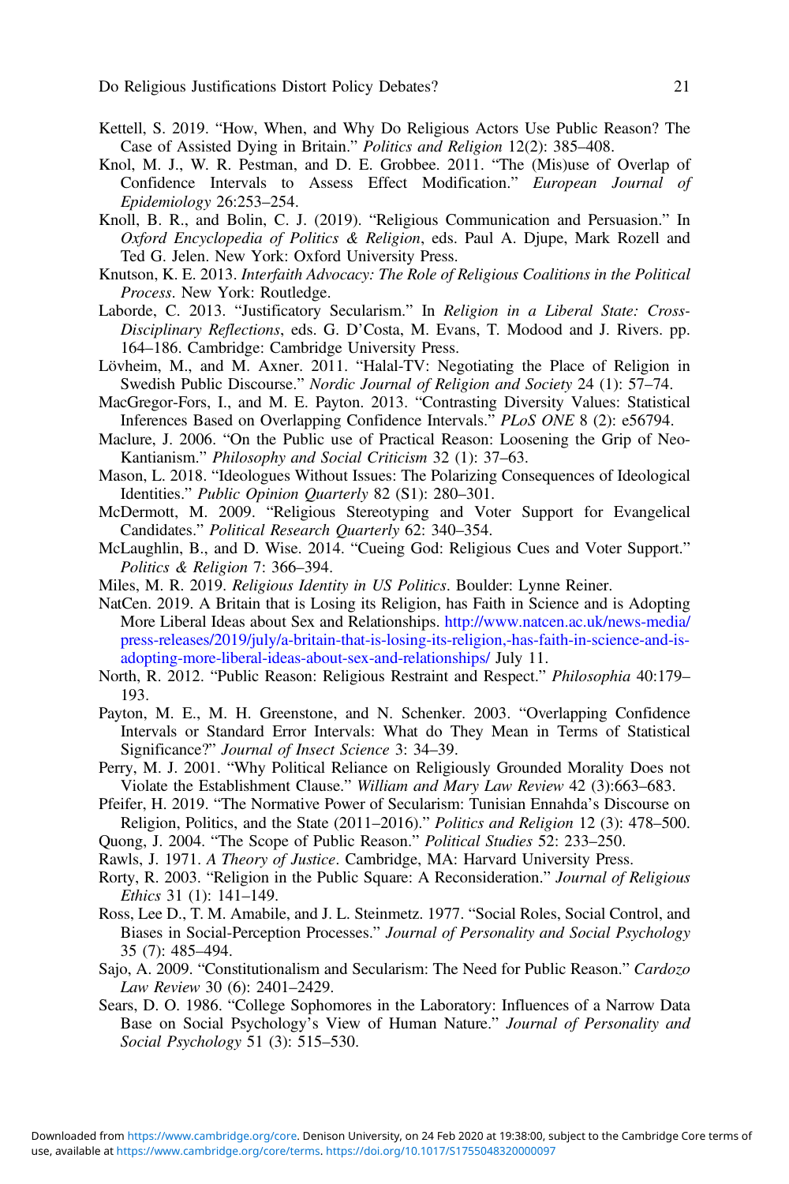Kettell, S. 2019. "How, When, and Why Do Religious Actors Use Public Reason? The Case of Assisted Dying in Britain." *Politics and Religion* 12(2): 385–408.

Knol, M. J., W. R. Pestman, and D. E. Grobbee. 2011. "The (Mis)use of Overlap of Confidence Intervals to Assess Effect Modification." *European Journal of Epidemiology* 26:253–254.

Knoll, B. R., and Bolin, C. J. (2019). "Religious Communication and Persuasion." In *Oxford Encyclopedia of Politics & Religion*, eds. Paul A. Djupe, Mark Rozell and Ted G. Jelen. New York: Oxford University Press.

Knutson, K. E. 2013. *Interfaith Advocacy: The Role of Religious Coalitions in the Political Process*. New York: Routledge.

Laborde, C. 2013. "Justificatory Secularism." In *Religion in a Liberal State: Cross-Disciplinary Reflections*, eds. G. D'Costa, M. Evans, T. Modood and J. Rivers. pp. 164–186. Cambridge: Cambridge University Press.

Lövheim, M., and M. Axner. 2011. "Halal-TV: Negotiating the Place of Religion in Swedish Public Discourse." *Nordic Journal of Religion and Society* 24 (1): 57–74.

MacGregor-Fors, I., and M. E. Payton. 2013. "Contrasting Diversity Values: Statistical Inferences Based on Overlapping Confidence Intervals." *PLoS ONE* 8 (2): e56794.

Maclure, J. 2006. "On the Public use of Practical Reason: Loosening the Grip of Neo-Kantianism." *Philosophy and Social Criticism* 32 (1): 37–63.

Mason, L. 2018. "Ideologues Without Issues: The Polarizing Consequences of Ideological Identities." *Public Opinion Quarterly* 82 (S1): 280–301.

McDermott, M. 2009. "Religious Stereotyping and Voter Support for Evangelical Candidates." *Political Research Quarterly* 62: 340–354.

McLaughlin, B., and D. Wise. 2014. "Cueing God: Religious Cues and Voter Support." *Politics & Religion* 7: 366–394.

Miles, M. R. 2019. *Religious Identity in US Politics*. Boulder: Lynne Reiner.

NatCen. 2019. A Britain that is Losing its Religion, has Faith in Science and is Adopting More Liberal Ideas about Sex and Relationships. http://www.natcen.ac.uk/news-media/press-releases/2019/july/a-britain-that-is-losing-its-religion,-has-faith-in-science-and-is-adopting-more-liberal-ideas-about-sex-and-relationships/ July 11.

North, R. 2012. "Public Reason: Religious Restraint and Respect." *Philosophia* 40:179–193.

Payton, M. E., M. H. Greenstone, and N. Schenker. 2003. "Overlapping Confidence Intervals or Standard Error Intervals: What do They Mean in Terms of Statistical Significance?" *Journal of Insect Science* 3: 34–39.

Perry, M. J. 2001. "Why Political Reliance on Religiously Grounded Morality Does not Violate the Establishment Clause." *William and Mary Law Review* 42 (3):663–683.

Pfeifer, H. 2019. "The Normative Power of Secularism: Tunisian Ennahda's Discourse on Religion, Politics, and the State (2011–2016)." *Politics and Religion* 12 (3): 478–500.

Quong, J. 2004. "The Scope of Public Reason." *Political Studies* 52: 233–250.

Rawls, J. 1971. *A Theory of Justice*. Cambridge, MA: Harvard University Press.

Rorty, R. 2003. "Religion in the Public Square: A Reconsideration." *Journal of Religious Ethics* 31 (1): 141–149.

Ross, Lee D., T. M. Amabile, and J. L. Steinmetz. 1977. "Social Roles, Social Control, and Biases in Social-Perception Processes." *Journal of Personality and Social Psychology* 35 (7): 485–494.

Sajo, A. 2009. "Constitutionalism and Secularism: The Need for Public Reason." *Cardozo Law Review* 30 (6): 2401–2429.

Sears, D. O. 1986. "College Sophomores in the Laboratory: Influences of a Narrow Data Base on Social Psychology's View of Human Nature." *Journal of Personality and Social Psychology* 51 (3): 515–530.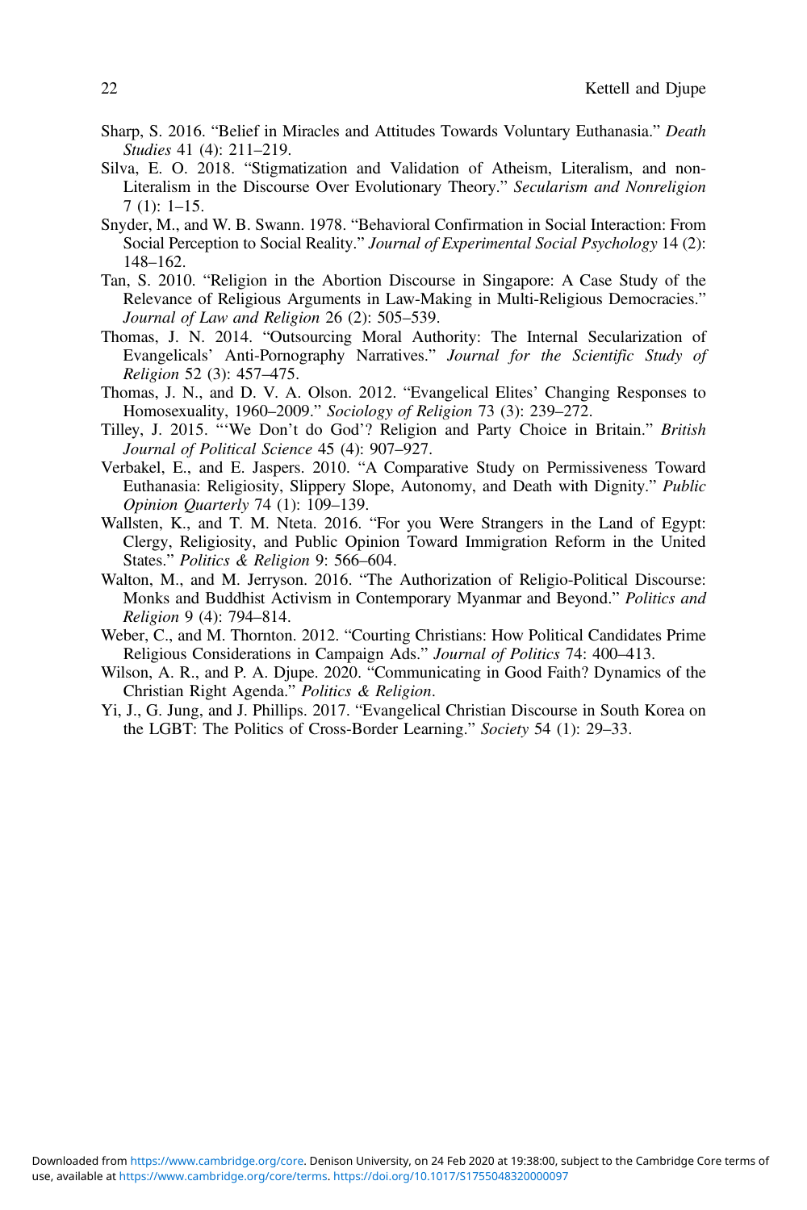Sharp, S. 2016. "Belief in Miracles and Attitudes Towards Voluntary Euthanasia." *Death Studies* 41 (4): 211–219.

Silva, E. O. 2018. "Stigmatization and Validation of Atheism, Literalism, and non-Literalism in the Discourse Over Evolutionary Theory." *Secularism and Nonreligion* 7 (1): 1–15.

Snyder, M., and W. B. Swann. 1978. "Behavioral Confirmation in Social Interaction: From Social Perception to Social Reality." *Journal of Experimental Social Psychology* 14 (2): 148–162.

Tan, S. 2010. "Religion in the Abortion Discourse in Singapore: A Case Study of the Relevance of Religious Arguments in Law-Making in Multi-Religious Democracies." *Journal of Law and Religion* 26 (2): 505–539.

Thomas, J. N. 2014. "Outsourcing Moral Authority: The Internal Secularization of Evangelicals' Anti-Pornography Narratives." *Journal for the Scientific Study of Religion* 52 (3): 457–475.

Thomas, J. N., and D. V. A. Olson. 2012. "Evangelical Elites' Changing Responses to Homosexuality, 1960–2009." *Sociology of Religion* 73 (3): 239–272.

Tilley, J. 2015. "'We Don't do God'? Religion and Party Choice in Britain." *British Journal of Political Science* 45 (4): 907–927.

Verbakel, E., and E. Jaspers. 2010. "A Comparative Study on Permissiveness Toward Euthanasia: Religiosity, Slippery Slope, Autonomy, and Death with Dignity." *Public Opinion Quarterly* 74 (1): 109–139.

Wallsten, K., and T. M. Nteta. 2016. "For you Were Strangers in the Land of Egypt: Clergy, Religiosity, and Public Opinion Toward Immigration Reform in the United States." *Politics & Religion* 9: 566–604.

Walton, M., and M. Jerryson. 2016. "The Authorization of Religio-Political Discourse: Monks and Buddhist Activism in Contemporary Myanmar and Beyond." *Politics and Religion* 9 (4): 794–814.

Weber, C., and M. Thornton. 2012. "Courting Christians: How Political Candidates Prime Religious Considerations in Campaign Ads." *Journal of Politics* 74: 400–413.

Wilson, A. R., and P. A. Djupe. 2020. "Communicating in Good Faith? Dynamics of the Christian Right Agenda." *Politics & Religion*.

Yi, J., G. Jung, and J. Phillips. 2017. "Evangelical Christian Discourse in South Korea on the LGBT: The Politics of Cross-Border Learning." *Society* 54 (1): 29–33.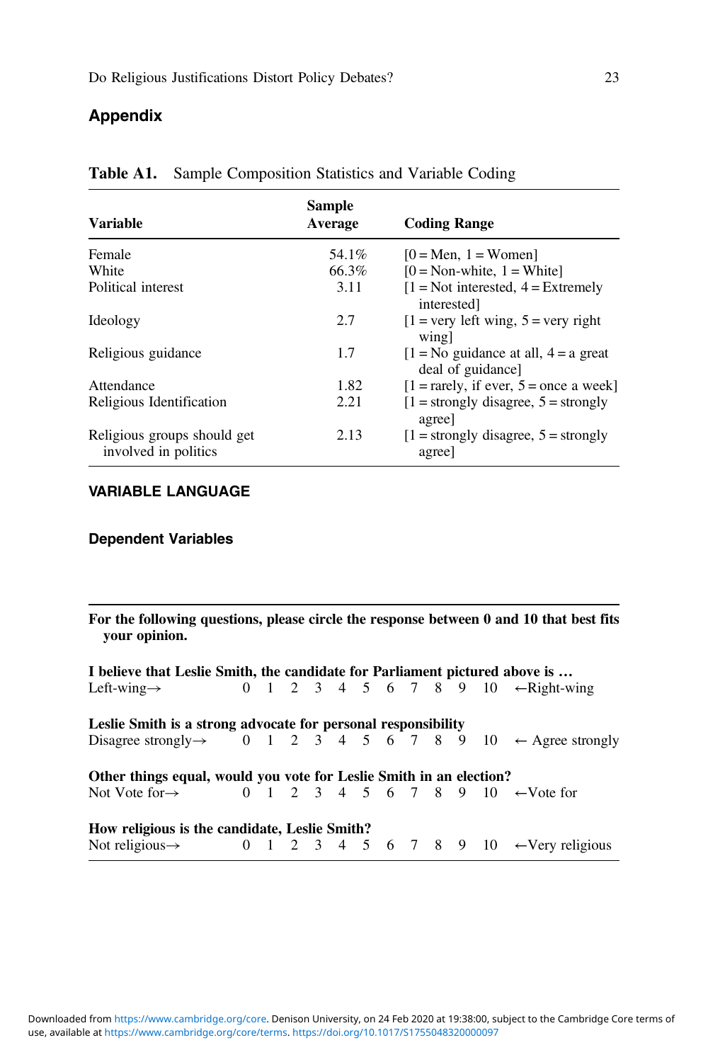## Appendix

**Table A1.** Sample Composition Statistics and Variable Coding

| Variable | Sample Average | Coding Range |
|---|---|---|
| Female | 54.1% | [0 = Men, 1 = Women] |
| White | 66.3% | [0 = Non-white, 1 = White] |
| Political interest | 3.11 | [1 = Not interested, 4 = Extremely interested] |
| Ideology | 2.7 | [1 = very left wing, 5 = very right wing] |
| Religious guidance | 1.7 | [1 = No guidance at all, 4 = a great deal of guidance] |
| Attendance | 1.82 | [1 = rarely, if ever, 5 = once a week] |
| Religious Identification | 2.21 | [1 = strongly disagree, 5 = strongly agree] |
| Religious groups should get involved in politics | 2.13 | [1 = strongly disagree, 5 = strongly agree] |

### VARIABLE LANGUAGE

#### Dependent Variables

**For the following questions, please circle the response between 0 and 10 that best fits your opinion.**

**I believe that Leslie Smith, the candidate for Parliament pictured above is …**

Left-wing→ 0 1 2 3 4 5 6 7 8 9 10 ←Right-wing

**Leslie Smith is a strong advocate for personal responsibility**

Disagree strongly→ 0 1 2 3 4 5 6 7 8 9 10 ← Agree strongly

**Other things equal, would you vote for Leslie Smith in an election?**

Not Vote for→ 0 1 2 3 4 5 6 7 8 9 10 ←Vote for

**How religious is the candidate, Leslie Smith?**

Not religious→ 0 1 2 3 4 5 6 7 8 9 10 ←Very religious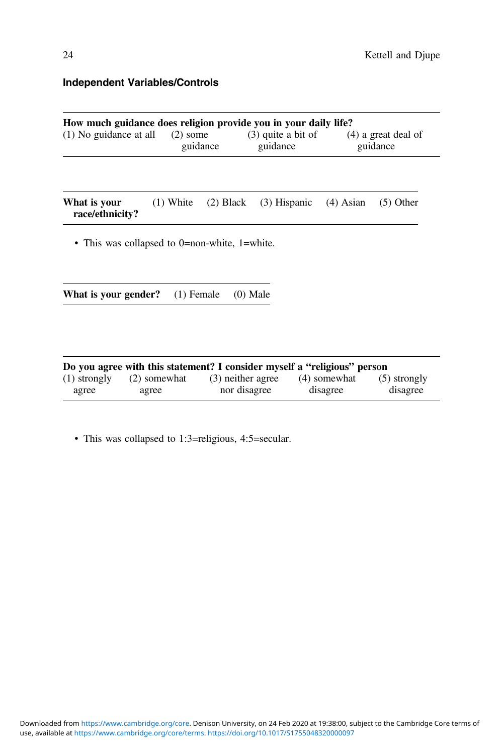**Independent Variables/Controls**

| How much guidance does religion provide you in your daily life? | | | |
|---|---|---|---|
| (1) No guidance at all | (2) some guidance | (3) quite a bit of guidance | (4) a great deal of guidance |

| What is your race/ethnicity? | (1) White | (2) Black | (3) Hispanic | (4) Asian | (5) Other |
|---|---|---|---|---|---|

- This was collapsed to 0=non-white, 1=white.

| What is your gender? | (1) Female | (0) Male |
|---|---|---|

| Do you agree with this statement? I consider myself a "religious" person | | | | |
|---|---|---|---|---|
| (1) strongly agree | (2) somewhat agree | (3) neither agree nor disagree | (4) somewhat disagree | (5) strongly disagree |

- This was collapsed to 1:3=religious, 4:5=secular.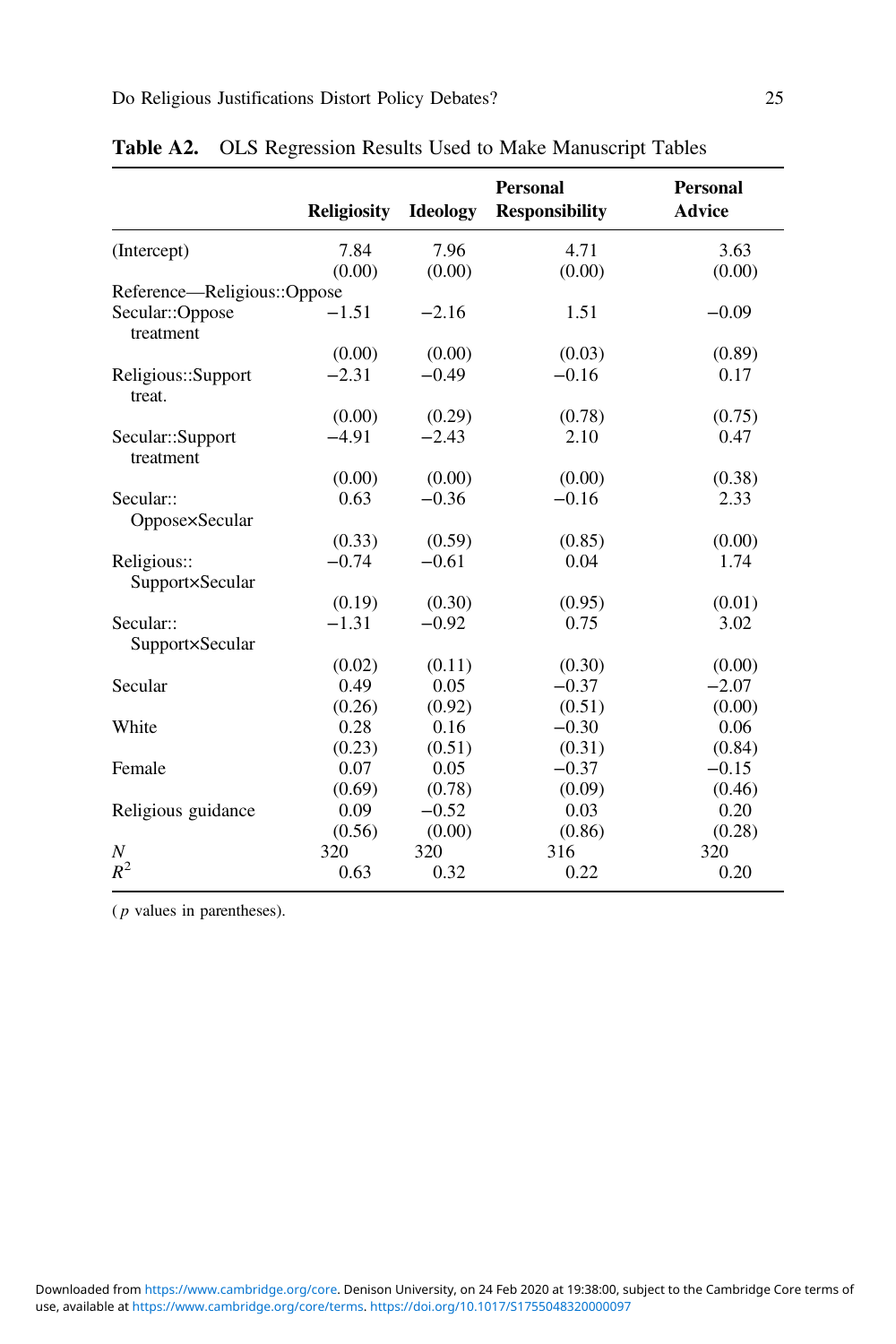**Table A2.** OLS Regression Results Used to Make Manuscript Tables

| | Religiosity | Ideology | Personal Responsibility | Personal Advice |
|---|---|---|---|---|
| (Intercept) | 7.84 | 7.96 | 4.71 | 3.63 |
| | (0.00) | (0.00) | (0.00) | (0.00) |
| Reference—Religious::Oppose | | | | |
| Secular::Oppose treatment | −1.51 | −2.16 | 1.51 | −0.09 |
| | (0.00) | (0.00) | (0.03) | (0.89) |
| Religious::Support treat. | −2.31 | −0.49 | −0.16 | 0.17 |
| | (0.00) | (0.29) | (0.78) | (0.75) |
| Secular::Support treatment | −4.91 | −2.43 | 2.10 | 0.47 |
| | (0.00) | (0.00) | (0.00) | (0.38) |
| Secular:: Oppose×Secular | 0.63 | −0.36 | −0.16 | 2.33 |
| | (0.33) | (0.59) | (0.85) | (0.00) |
| Religious:: Support×Secular | −0.74 | −0.61 | 0.04 | 1.74 |
| | (0.19) | (0.30) | (0.95) | (0.01) |
| Secular:: Support×Secular | −1.31 | −0.92 | 0.75 | 3.02 |
| | (0.02) | (0.11) | (0.30) | (0.00) |
| Secular | 0.49 | 0.05 | −0.37 | −2.07 |
| | (0.26) | (0.92) | (0.51) | (0.00) |
| White | 0.28 | 0.16 | −0.30 | 0.06 |
| | (0.23) | (0.51) | (0.31) | (0.84) |
| Female | 0.07 | 0.05 | −0.37 | −0.15 |
| | (0.69) | (0.78) | (0.09) | (0.46) |
| Religious guidance | 0.09 | −0.52 | 0.03 | 0.20 |
| | (0.56) | (0.00) | (0.86) | (0.28) |
| $N$ | 320 | 320 | 316 | 320 |
| $R^2$ | 0.63 | 0.32 | 0.22 | 0.20 |

($p$ values in parentheses).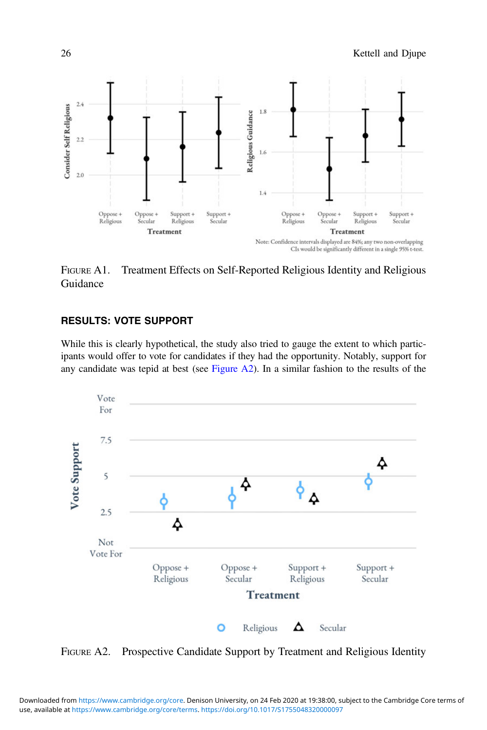FIGURE A1. Treatment Effects on Self-Reported Religious Identity and Religious Guidance

## RESULTS: VOTE SUPPORT

While this is clearly hypothetical, the study also tried to gauge the extent to which participants would offer to vote for candidates if they had the opportunity. Notably, support for any candidate was tepid at best (see Figure A2). In a similar fashion to the results of the

FIGURE A2. Prospective Candidate Support by Treatment and Religious Identity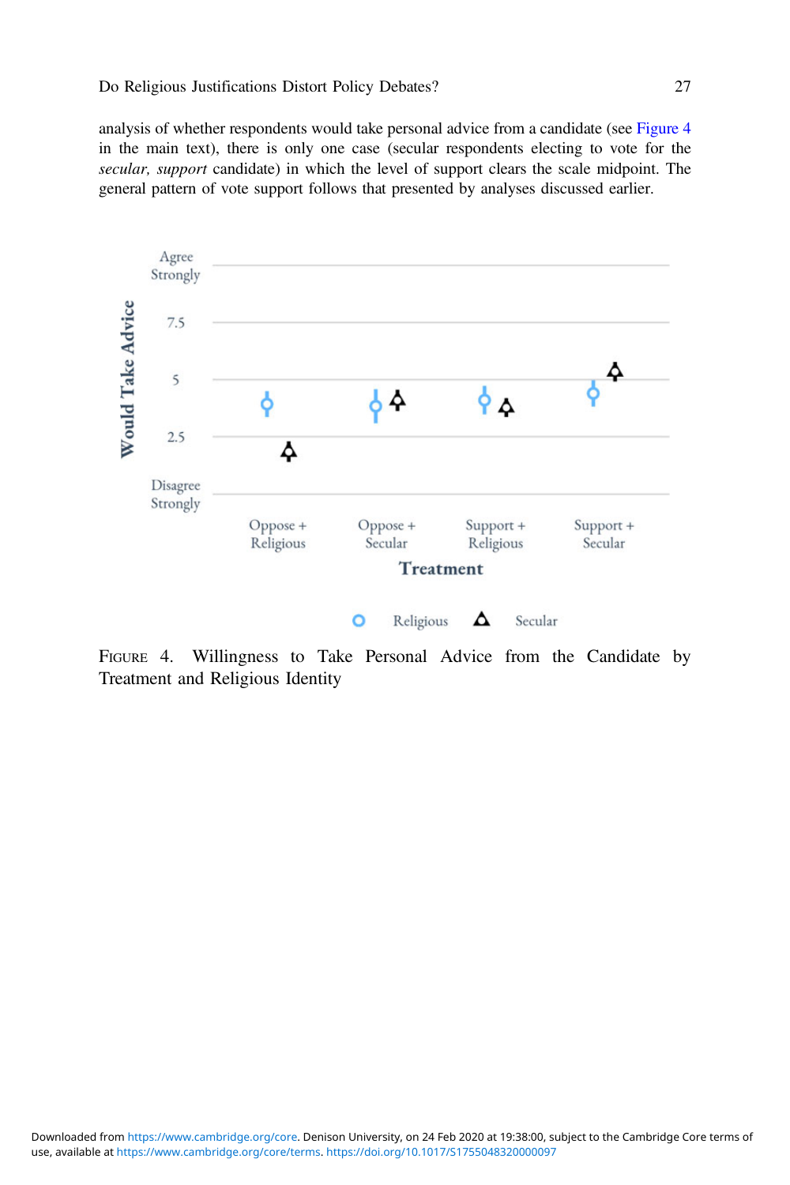analysis of whether respondents would take personal advice from a candidate (see Figure 4 in the main text), there is only one case (secular respondents electing to vote for the *secular, support* candidate) in which the level of support clears the scale midpoint. The general pattern of vote support follows that presented by analyses discussed earlier.

Would Take Advice

Agree Strongly

7.5

5

2.5

Disagree Strongly

Oppose + Religious

Oppose + Secular

Support + Religious

Support + Secular

Treatment

Religious

Secular

FIGURE 4. Willingness to Take Personal Advice from the Candidate by Treatment and Religious Identity

Downloaded from https://www.cambridge.org/core. Denison University, on 24 Feb 2020 at 19:38:00, subject to the Cambridge Core terms of use, available at https://www.cambridge.org/core/terms. https://doi.org/10.1017/S1755048320000097